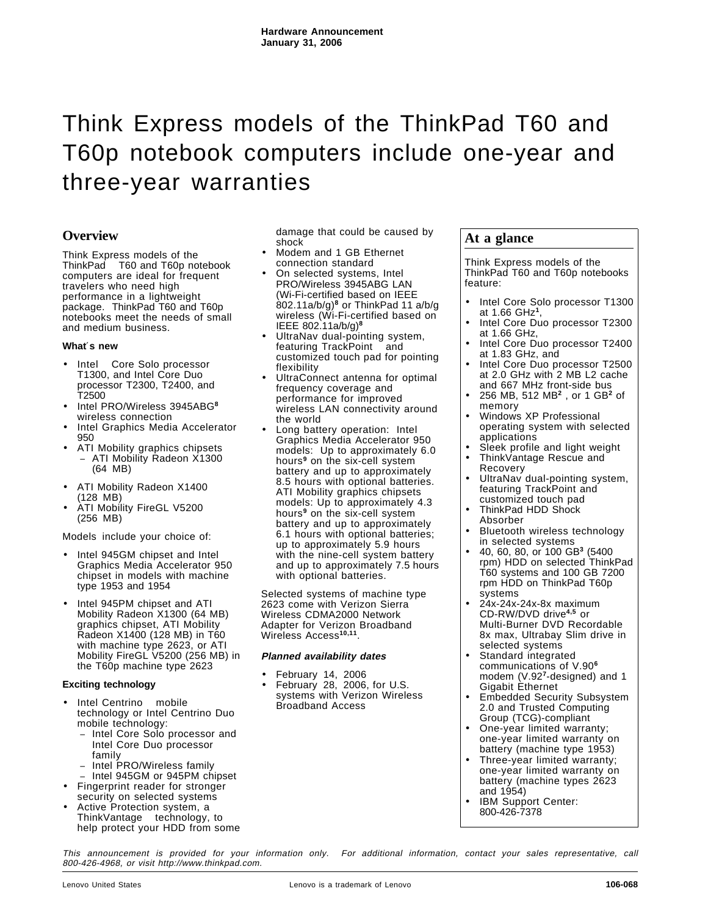Hardware Announcement
January 31, 2006

# Think Express models of the ThinkPad T60 and T60p notebook computers include one-year and three-year warranties

## Overview

Think Express models of the ThinkPad T60 and T60p notebook computers are ideal for frequent travelers who need high performance in a lightweight package. ThinkPad T60 and T60p notebooks meet the needs of small and medium business.

### What's new

- Intel Core Solo processor T1300, and Intel Core Duo processor T2300, T2400, and T2500
- Intel PRO/Wireless 3945ABG[8] wireless connection
- Intel Graphics Media Accelerator 950
- ATI Mobility graphics chipsets
  - ATI Mobility Radeon X1300 (64 MB)
- ATI Mobility Radeon X1400 (128 MB)
- ATI Mobility FireGL V5200 (256 MB)

Models include your choice of:

- Intel 945GM chipset and Intel Graphics Media Accelerator 950 chipset in models with machine type 1953 and 1954
- Intel 945PM chipset and ATI Mobility Radeon X1300 (64 MB) graphics chipset, ATI Mobility Radeon X1400 (128 MB) in T60 with machine type 2623, or ATI Mobility FireGL V5200 (256 MB) in the T60p machine type 2623

### Exciting technology

- Intel Centrino mobile technology or Intel Centrino Duo mobile technology:
  - Intel Core Solo processor and Intel Core Duo processor family
  - Intel PRO/Wireless family
  - Intel 945GM or 945PM chipset
- Fingerprint reader for stronger security on selected systems
- Active Protection system, a ThinkVantage technology, to help protect your HDD from some damage that could be caused by shock
- Modem and 1 GB Ethernet connection standard
- On selected systems, Intel PRO/Wireless 3945ABG LAN (Wi-Fi-certified based on IEEE 802.11a/b/g)[8] or ThinkPad 11 a/b/g wireless (Wi-Fi-certified based on IEEE 802.11a/b/g)[8]
- UltraNav dual-pointing system, featuring TrackPoint and customized touch pad for pointing flexibility
- UltraConnect antenna for optimal frequency coverage and performance for improved wireless LAN connectivity around the world
- Long battery operation: Intel Graphics Media Accelerator 950 models: Up to approximately 6.0 hours[9] on the six-cell system battery and up to approximately 8.5 hours with optional batteries. ATI Mobility graphics chipsets models: Up to approximately 4.3 hours[9] on the six-cell system battery and up to approximately 6.1 hours with optional batteries; up to approximately 5.9 hours with the nine-cell system battery and up to approximately 7.5 hours with optional batteries.

Selected systems of machine type 2623 come with Verizon Sierra Wireless CDMA2000 Network Adapter for Verizon Broadband Wireless Access[10,11].

### *Planned availability dates*

- February 14, 2006
- February 28, 2006, for U.S. systems with Verizon Wireless Broadband Access

## At a glance

Think Express models of the ThinkPad T60 and T60p notebooks feature:

- Intel Core Solo processor T1300 at 1.66 GHz[1],
- Intel Core Duo processor T2300 at 1.66 GHz,
- Intel Core Duo processor T2400 at 1.83 GHz, and
- Intel Core Duo processor T2500 at 2.0 GHz with 2 MB L2 cache and 667 MHz front-side bus
- 256 MB, 512 MB[2], or 1 GB[2] of memory
- Windows XP Professional operating system with selected applications
- Sleek profile and light weight
- ThinkVantage Rescue and Recovery
- UltraNav dual-pointing system, featuring TrackPoint and customized touch pad
- ThinkPad HDD Shock Absorber
- Bluetooth wireless technology in selected systems
- 40, 60, 80, or 100 GB[3] (5400 rpm) HDD on selected ThinkPad T60 systems and 100 GB 7200 rpm HDD on ThinkPad T60p systems
- 24x-24x-24x-8x maximum CD-RW/DVD drive[4,5] or Multi-Burner DVD Recordable 8x max, Ultrabay Slim drive in selected systems
- Standard integrated communications of V.90[6] modem (V.92[7]-designed) and 1 Gigabit Ethernet
- Embedded Security Subsystem 2.0 and Trusted Computing Group (TCG)-compliant
- One-year limited warranty; one-year limited warranty on battery (machine type 1953)
- Three-year limited warranty; one-year limited warranty on battery (machine types 2623 and 1954)
- IBM Support Center: 800-426-7378

*This announcement is provided for your information only. For additional information, contact your sales representative, call 800-426-4968, or visit http://www.thinkpad.com.*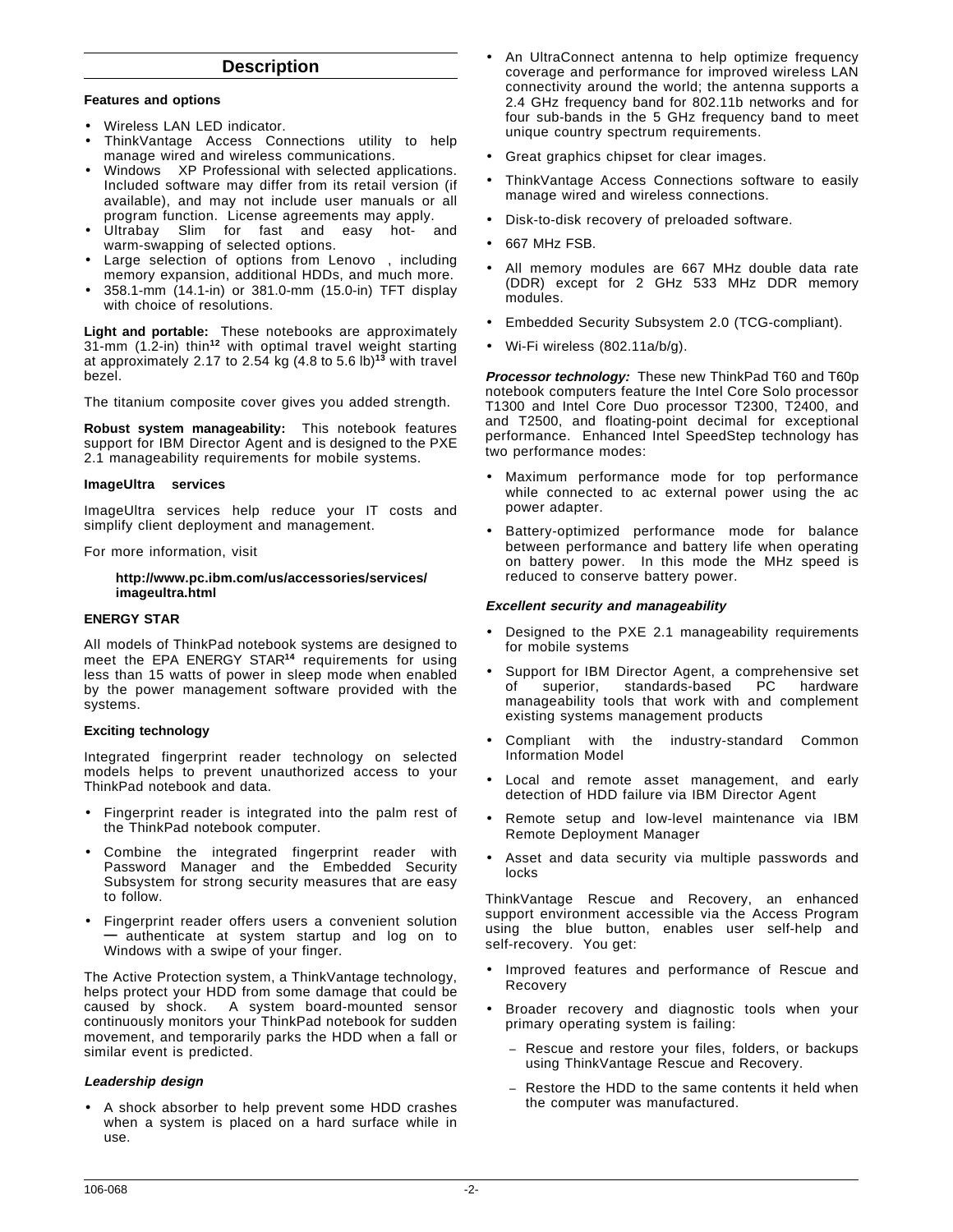## Description

**Features and options**

- Wireless LAN LED indicator.
- ThinkVantage Access Connections utility to help manage wired and wireless communications.
- Windows XP Professional with selected applications. Included software may differ from its retail version (if available), and may not include user manuals or all program function. License agreements may apply.
- Ultrabay Slim for fast and easy hot- and warm-swapping of selected options.
- Large selection of options from Lenovo, including memory expansion, additional HDDs, and much more.
- 358.1-mm (14.1-in) or 381.0-mm (15.0-in) TFT display with choice of resolutions.

**Light and portable:** These notebooks are approximately 31-mm (1.2-in) thin[12] with optimal travel weight starting at approximately 2.17 to 2.54 kg (4.8 to 5.6 lb)[13] with travel bezel.

The titanium composite cover gives you added strength.

**Robust system manageability:** This notebook features support for IBM Director Agent and is designed to the PXE 2.1 manageability requirements for mobile systems.

**ImageUltra services**

ImageUltra services help reduce your IT costs and simplify client deployment and management.

For more information, visit

**http://www.pc.ibm.com/us/accessories/services/imageultra.html**

**ENERGY STAR**

All models of ThinkPad notebook systems are designed to meet the EPA ENERGY STAR[14] requirements for using less than 15 watts of power in sleep mode when enabled by the power management software provided with the systems.

**Exciting technology**

Integrated fingerprint reader technology on selected models helps to prevent unauthorized access to your ThinkPad notebook and data.

- Fingerprint reader is integrated into the palm rest of the ThinkPad notebook computer.
- Combine the integrated fingerprint reader with Password Manager and the Embedded Security Subsystem for strong security measures that are easy to follow.
- Fingerprint reader offers users a convenient solution — authenticate at system startup and log on to Windows with a swipe of your finger.

The Active Protection system, a ThinkVantage technology, helps protect your HDD from some damage that could be caused by shock. A system board-mounted sensor continuously monitors your ThinkPad notebook for sudden movement, and temporarily parks the HDD when a fall or similar event is predicted.

***Leadership design***

- A shock absorber to help prevent some HDD crashes when a system is placed on a hard surface while in use.
- An UltraConnect antenna to help optimize frequency coverage and performance for improved wireless LAN connectivity around the world; the antenna supports a 2.4 GHz frequency band for 802.11b networks and for four sub-bands in the 5 GHz frequency band to meet unique country spectrum requirements.
- Great graphics chipset for clear images.
- ThinkVantage Access Connections software to easily manage wired and wireless connections.
- Disk-to-disk recovery of preloaded software.
- 667 MHz FSB.
- All memory modules are 667 MHz double data rate (DDR) except for 2 GHz 533 MHz DDR memory modules.
- Embedded Security Subsystem 2.0 (TCG-compliant).
- Wi-Fi wireless (802.11a/b/g).

***Processor technology:*** These new ThinkPad T60 and T60p notebook computers feature the Intel Core Solo processor T1300 and Intel Core Duo processor T2300, T2400, and and T2500, and floating-point decimal for exceptional performance. Enhanced Intel SpeedStep technology has two performance modes:

- Maximum performance mode for top performance while connected to ac external power using the ac power adapter.
- Battery-optimized performance mode for balance between performance and battery life when operating on battery power. In this mode the MHz speed is reduced to conserve battery power.

***Excellent security and manageability***

- Designed to the PXE 2.1 manageability requirements for mobile systems
- Support for IBM Director Agent, a comprehensive set of superior, standards-based PC hardware manageability tools that work with and complement existing systems management products
- Compliant with the industry-standard Common Information Model
- Local and remote asset management, and early detection of HDD failure via IBM Director Agent
- Remote setup and low-level maintenance via IBM Remote Deployment Manager
- Asset and data security via multiple passwords and locks

ThinkVantage Rescue and Recovery, an enhanced support environment accessible via the Access Program using the blue button, enables user self-help and self-recovery. You get:

- Improved features and performance of Rescue and Recovery
- Broader recovery and diagnostic tools when your primary operating system is failing:
  - Rescue and restore your files, folders, or backups using ThinkVantage Rescue and Recovery.
  - Restore the HDD to the same contents it held when the computer was manufactured.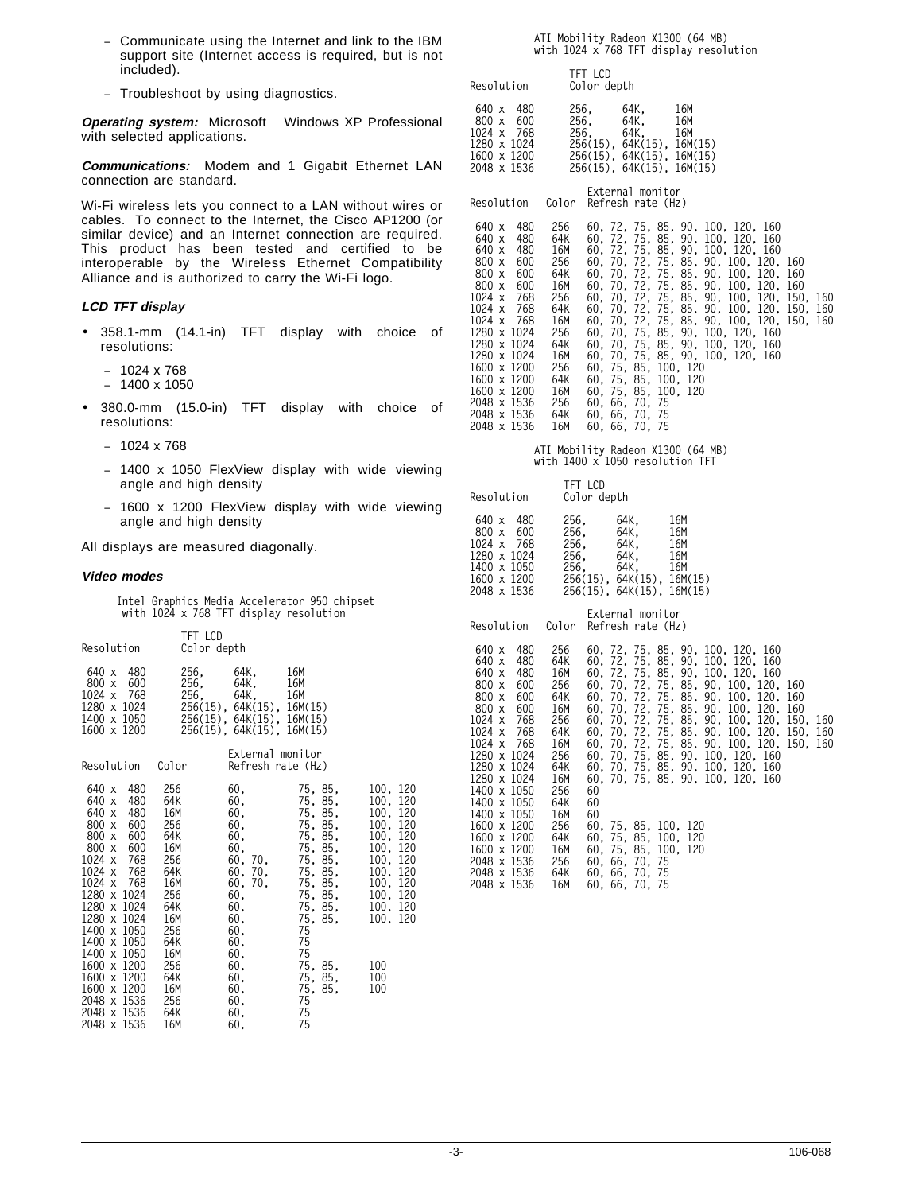– Communicate using the Internet and link to the IBM support site (Internet access is required, but is not included).

– Troubleshoot by using diagnostics.

***Operating system:*** Microsoft Windows XP Professional with selected applications.

***Communications:*** Modem and 1 Gigabit Ethernet LAN connection are standard.

Wi-Fi wireless lets you connect to a LAN without wires or cables. To connect to the Internet, the Cisco AP1200 (or similar device) and an Internet connection are required. This product has been tested and certified to be interoperable by the Wireless Ethernet Compatibility Alliance and is authorized to carry the Wi-Fi logo.

***LCD TFT display***

- 358.1-mm (14.1-in) TFT display with choice of resolutions:
  - 1024 x 768
  - 1400 x 1050
- 380.0-mm (15.0-in) TFT display with choice of resolutions:
  - 1024 x 768
  - 1400 x 1050 FlexView display with wide viewing angle and high density
  - 1600 x 1200 FlexView display with wide viewing angle and high density

All displays are measured diagonally.

***Video modes***

Intel Graphics Media Accelerator 950 chipset with 1024 x 768 TFT display resolution

| Resolution | TFT LCD Color depth |
|---|---|
| 640 x 480 | 256, 64K, 16M |
| 800 x 600 | 256, 64K, 16M |
| 1024 x 768 | 256, 64K, 16M |
| 1280 x 1024 | 256(15), 64K(15), 16M(15) |
| 1400 x 1050 | 256(15), 64K(15), 16M(15) |
| 1600 x 1200 | 256(15), 64K(15), 16M(15) |

| Resolution | Color | External monitor Refresh rate (Hz) |
|---|---|---|
| 640 x 480 | 256 | 60, 75, 85, 100, 120 |
| 640 x 480 | 64K | 60, 75, 85, 100, 120 |
| 640 x 480 | 16M | 60, 75, 85, 100, 120 |
| 800 x 600 | 256 | 60, 75, 85, 100, 120 |
| 800 x 600 | 64K | 60, 75, 85, 100, 120 |
| 800 x 600 | 16M | 60, 75, 85, 100, 120 |
| 1024 x 768 | 256 | 60, 70, 75, 85, 100, 120 |
| 1024 x 768 | 64K | 60, 70, 75, 85, 100, 120 |
| 1024 x 768 | 16M | 60, 70, 75, 85, 100, 120 |
| 1280 x 1024 | 256 | 60, 75, 85, 100, 120 |
| 1280 x 1024 | 64K | 60, 75, 85, 100, 120 |
| 1280 x 1024 | 16M | 60, 75, 85, 100, 120 |
| 1400 x 1050 | 256 | 60, 75 |
| 1400 x 1050 | 64K | 60, 75 |
| 1400 x 1050 | 16M | 60, 75 |
| 1600 x 1200 | 256 | 60, 75, 85, 100 |
| 1600 x 1200 | 64K | 60, 75, 85, 100 |
| 1600 x 1200 | 16M | 60, 75, 85, 100 |
| 2048 x 1536 | 256 | 60, 75 |
| 2048 x 1536 | 64K | 60, 75 |
| 2048 x 1536 | 16M | 60, 75 |

ATI Mobility Radeon X1300 (64 MB) with 1024 x 768 TFT display resolution

| Resolution | TFT LCD Color depth |
|---|---|
| 640 x 480 | 256, 64K, 16M |
| 800 x 600 | 256, 64K, 16M |
| 1024 x 768 | 256, 64K, 16M |
| 1280 x 1024 | 256(15), 64K(15), 16M(15) |
| 1600 x 1200 | 256(15), 64K(15), 16M(15) |
| 2048 x 1536 | 256(15), 64K(15), 16M(15) |

| Resolution | Color | External monitor Refresh rate (Hz) |
|---|---|---|
| 640 x 480 | 256 | 60, 72, 75, 85, 90, 100, 120, 160 |
| 640 x 480 | 64K | 60, 72, 75, 85, 90, 100, 120, 160 |
| 640 x 480 | 16M | 60, 72, 75, 85, 90, 100, 120, 160 |
| 800 x 600 | 256 | 60, 70, 72, 75, 85, 90, 100, 120, 160 |
| 800 x 600 | 64K | 60, 70, 72, 75, 85, 90, 100, 120, 160 |
| 800 x 600 | 16M | 60, 70, 72, 75, 85, 90, 100, 120, 160 |
| 1024 x 768 | 256 | 60, 70, 72, 75, 85, 90, 100, 120, 150, 160 |
| 1024 x 768 | 64K | 60, 70, 72, 75, 85, 90, 100, 120, 150, 160 |
| 1024 x 768 | 16M | 60, 70, 72, 75, 85, 90, 100, 120, 150, 160 |
| 1280 x 1024 | 256 | 60, 70, 75, 85, 90, 100, 120, 160 |
| 1280 x 1024 | 64K | 60, 70, 75, 85, 90, 100, 120, 160 |
| 1280 x 1024 | 16M | 60, 70, 75, 85, 90, 100, 120, 160 |
| 1600 x 1200 | 256 | 60, 75, 85, 100, 120 |
| 1600 x 1200 | 64K | 60, 75, 85, 100, 120 |
| 1600 x 1200 | 16M | 60, 75, 85, 100, 120 |
| 2048 x 1536 | 256 | 60, 66, 70, 75 |
| 2048 x 1536 | 64K | 60, 66, 70, 75 |
| 2048 x 1536 | 16M | 60, 66, 70, 75 |

ATI Mobility Radeon X1300 (64 MB) with 1400 x 1050 resolution TFT

| Resolution | TFT LCD Color depth |
|---|---|
| 640 x 480 | 256, 64K, 16M |
| 800 x 600 | 256, 64K, 16M |
| 1024 x 768 | 256, 64K, 16M |
| 1280 x 1024 | 256, 64K, 16M |
| 1400 x 1050 | 256, 64K, 16M |
| 1600 x 1200 | 256(15), 64K(15), 16M(15) |
| 2048 x 1536 | 256(15), 64K(15), 16M(15) |

| Resolution | Color | External monitor Refresh rate (Hz) |
|---|---|---|
| 640 x 480 | 256 | 60, 72, 75, 85, 90, 100, 120, 160 |
| 640 x 480 | 64K | 60, 72, 75, 85, 90, 100, 120, 160 |
| 640 x 480 | 16M | 60, 72, 75, 85, 90, 100, 120, 160 |
| 800 x 600 | 256 | 60, 70, 72, 75, 85, 90, 100, 120, 160 |
| 800 x 600 | 64K | 60, 70, 72, 75, 85, 90, 100, 120, 160 |
| 800 x 600 | 16M | 60, 70, 72, 75, 85, 90, 100, 120, 160 |
| 1024 x 768 | 256 | 60, 70, 72, 75, 85, 90, 100, 120, 150, 160 |
| 1024 x 768 | 64K | 60, 70, 72, 75, 85, 90, 100, 120, 150, 160 |
| 1024 x 768 | 16M | 60, 70, 72, 75, 85, 90, 100, 120, 150, 160 |
| 1280 x 1024 | 256 | 60, 70, 75, 85, 90, 100, 120, 160 |
| 1280 x 1024 | 64K | 60, 70, 75, 85, 90, 100, 120, 160 |
| 1280 x 1024 | 16M | 60, 70, 75, 85, 90, 100, 120, 160 |
| 1400 x 1050 | 256 | 60 |
| 1400 x 1050 | 64K | 60 |
| 1400 x 1050 | 16M | 60 |
| 1600 x 1200 | 256 | 60, 75, 85, 100, 120 |
| 1600 x 1200 | 64K | 60, 75, 85, 100, 120 |
| 1600 x 1200 | 16M | 60, 75, 85, 100, 120 |
| 2048 x 1536 | 256 | 60, 66, 70, 75 |
| 2048 x 1536 | 64K | 60, 66, 70, 75 |
| 2048 x 1536 | 16M | 60, 66, 70, 75 |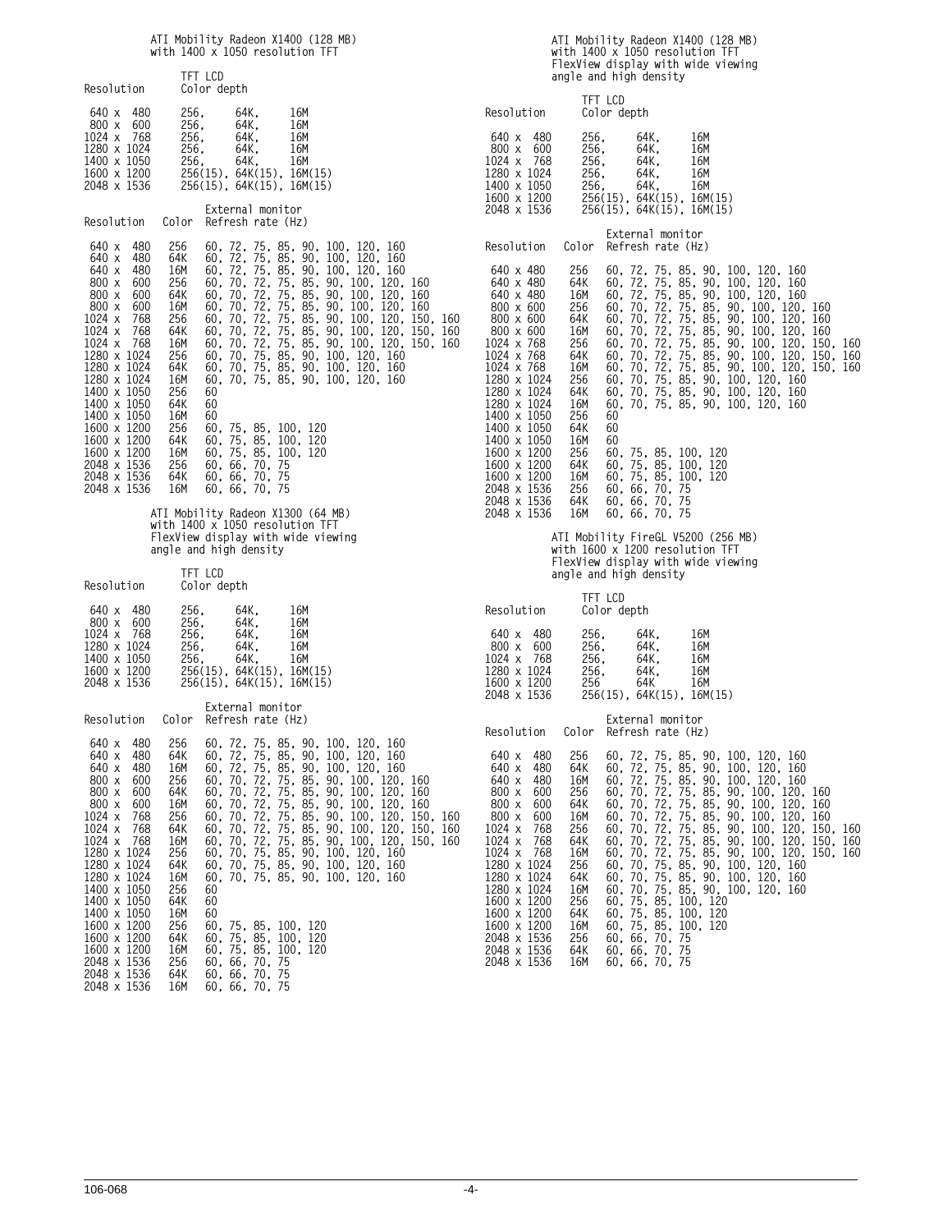ATI Mobility Radeon X1400 (128 MB) with 1400 x 1050 resolution TFT

| Resolution | TFT LCD Color depth |
|---|---|
| 640 x 480 | 256, 64K, 16M |
| 800 x 600 | 256, 64K, 16M |
| 1024 x 768 | 256, 64K, 16M |
| 1280 x 1024 | 256, 64K, 16M |
| 1400 x 1050 | 256, 64K, 16M |
| 1600 x 1200 | 256(15), 64K(15), 16M(15) |
| 2048 x 1536 | 256(15), 64K(15), 16M(15) |

| Resolution | Color | External monitor Refresh rate (Hz) |
|---|---|---|
| 640 x 480 | 256 | 60, 72, 75, 85, 90, 100, 120, 160 |
| 640 x 480 | 64K | 60, 72, 75, 85, 90, 100, 120, 160 |
| 640 x 480 | 16M | 60, 72, 75, 85, 90, 100, 120, 160 |
| 800 x 600 | 256 | 60, 70, 72, 75, 85, 90, 100, 120, 160 |
| 800 x 600 | 64K | 60, 70, 72, 75, 85, 90, 100, 120, 160 |
| 800 x 600 | 16M | 60, 70, 72, 75, 85, 90, 100, 120, 160 |
| 1024 x 768 | 256 | 60, 70, 72, 75, 85, 90, 100, 120, 150, 160 |
| 1024 x 768 | 64K | 60, 70, 72, 75, 85, 90, 100, 120, 150, 160 |
| 1024 x 768 | 16M | 60, 70, 72, 75, 85, 90, 100, 120, 150, 160 |
| 1280 x 1024 | 256 | 60, 70, 75, 85, 90, 100, 120, 160 |
| 1280 x 1024 | 64K | 60, 70, 75, 85, 90, 100, 120, 160 |
| 1280 x 1024 | 16M | 60, 70, 75, 85, 90, 100, 120, 160 |
| 1400 x 1050 | 256 | 60 |
| 1400 x 1050 | 64K | 60 |
| 1400 x 1050 | 16M | 60 |
| 1600 x 1200 | 256 | 60, 75, 85, 100, 120 |
| 1600 x 1200 | 64K | 60, 75, 85, 100, 120 |
| 1600 x 1200 | 16M | 60, 75, 85, 100, 120 |
| 2048 x 1536 | 256 | 60, 66, 70, 75 |
| 2048 x 1536 | 64K | 60, 66, 70, 75 |
| 2048 x 1536 | 16M | 60, 66, 70, 75 |

ATI Mobility Radeon X1300 (64 MB) with 1400 x 1050 resolution TFT FlexView display with wide viewing angle and high density

| Resolution | TFT LCD Color depth |
|---|---|
| 640 x 480 | 256, 64K, 16M |
| 800 x 600 | 256, 64K, 16M |
| 1024 x 768 | 256, 64K, 16M |
| 1280 x 1024 | 256, 64K, 16M |
| 1400 x 1050 | 256, 64K, 16M |
| 1600 x 1200 | 256(15), 64K(15), 16M(15) |
| 2048 x 1536 | 256(15), 64K(15), 16M(15) |

| Resolution | Color | External monitor Refresh rate (Hz) |
|---|---|---|
| 640 x 480 | 256 | 60, 72, 75, 85, 90, 100, 120, 160 |
| 640 x 480 | 64K | 60, 72, 75, 85, 90, 100, 120, 160 |
| 640 x 480 | 16M | 60, 72, 75, 85, 90, 100, 120, 160 |
| 800 x 600 | 256 | 60, 70, 72, 75, 85, 90, 100, 120, 160 |
| 800 x 600 | 64K | 60, 70, 72, 75, 85, 90, 100, 120, 160 |
| 800 x 600 | 16M | 60, 70, 72, 75, 85, 90, 100, 120, 160 |
| 1024 x 768 | 256 | 60, 70, 72, 75, 85, 90, 100, 120, 150, 160 |
| 1024 x 768 | 64K | 60, 70, 72, 75, 85, 90, 100, 120, 150, 160 |
| 1024 x 768 | 16M | 60, 70, 72, 75, 85, 90, 100, 120, 150, 160 |
| 1280 x 1024 | 256 | 60, 70, 75, 85, 90, 100, 120, 160 |
| 1280 x 1024 | 64K | 60, 70, 75, 85, 90, 100, 120, 160 |
| 1280 x 1024 | 16M | 60, 70, 75, 85, 90, 100, 120, 160 |
| 1400 x 1050 | 256 | 60 |
| 1400 x 1050 | 64K | 60 |
| 1400 x 1050 | 16M | 60 |
| 1600 x 1200 | 256 | 60, 75, 85, 100, 120 |
| 1600 x 1200 | 64K | 60, 75, 85, 100, 120 |
| 1600 x 1200 | 16M | 60, 75, 85, 100, 120 |
| 2048 x 1536 | 256 | 60, 66, 70, 75 |
| 2048 x 1536 | 64K | 60, 66, 70, 75 |
| 2048 x 1536 | 16M | 60, 66, 70, 75 |

ATI Mobility Radeon X1400 (128 MB) with 1400 x 1050 resolution TFT FlexView display with wide viewing angle and high density

| Resolution | TFT LCD Color depth |
|---|---|
| 640 x 480 | 256, 64K, 16M |
| 800 x 600 | 256, 64K, 16M |
| 1024 x 768 | 256, 64K, 16M |
| 1280 x 1024 | 256, 64K, 16M |
| 1400 x 1050 | 256, 64K, 16M |
| 1600 x 1200 | 256(15), 64K(15), 16M(15) |
| 2048 x 1536 | 256(15), 64K(15), 16M(15) |

| Resolution | Color | External monitor Refresh rate (Hz) |
|---|---|---|
| 640 x 480 | 256 | 60, 72, 75, 85, 90, 100, 120, 160 |
| 640 x 480 | 64K | 60, 72, 75, 85, 90, 100, 120, 160 |
| 640 x 480 | 16M | 60, 72, 75, 85, 90, 100, 120, 160 |
| 800 x 600 | 256 | 60, 70, 72, 75, 85, 90, 100, 120, 160 |
| 800 x 600 | 64K | 60, 70, 72, 75, 85, 90, 100, 120, 160 |
| 800 x 600 | 16M | 60, 70, 72, 75, 85, 90, 100, 120, 160 |
| 1024 x 768 | 256 | 60, 70, 72, 75, 85, 90, 100, 120, 150, 160 |
| 1024 x 768 | 64K | 60, 70, 72, 75, 85, 90, 100, 120, 150, 160 |
| 1024 x 768 | 16M | 60, 70, 72, 75, 85, 90, 100, 120, 150, 160 |
| 1280 x 1024 | 256 | 60, 70, 75, 85, 90, 100, 120, 160 |
| 1280 x 1024 | 64K | 60, 70, 75, 85, 90, 100, 120, 160 |
| 1280 x 1024 | 16M | 60, 70, 75, 85, 90, 100, 120, 160 |
| 1400 x 1050 | 256 | 60 |
| 1400 x 1050 | 64K | 60 |
| 1400 x 1050 | 16M | 60 |
| 1600 x 1200 | 256 | 60, 75, 85, 100, 120 |
| 1600 x 1200 | 64K | 60, 75, 85, 100, 120 |
| 1600 x 1200 | 16M | 60, 75, 85, 100, 120 |
| 2048 x 1536 | 256 | 60, 66, 70, 75 |
| 2048 x 1536 | 64K | 60, 66, 70, 75 |
| 2048 x 1536 | 16M | 60, 66, 70, 75 |

ATI Mobility FireGL V5200 (256 MB) with 1600 x 1200 resolution TFT FlexView display with wide viewing angle and high density

| Resolution | TFT LCD Color depth |
|---|---|
| 640 x 480 | 256, 64K, 16M |
| 800 x 600 | 256, 64K, 16M |
| 1024 x 768 | 256, 64K, 16M |
| 1280 x 1024 | 256, 64K, 16M |
| 1600 x 1200 | 256 64K 16M |
| 2048 x 1536 | 256(15), 64K(15), 16M(15) |

| Resolution | Color | External monitor Refresh rate (Hz) |
|---|---|---|
| 640 x 480 | 256 | 60, 72, 75, 85, 90, 100, 120, 160 |
| 640 x 480 | 64K | 60, 72, 75, 85, 90, 100, 120, 160 |
| 640 x 480 | 16M | 60, 72, 75, 85, 90, 100, 120, 160 |
| 800 x 600 | 256 | 60, 70, 72, 75, 85, 90, 100, 120, 160 |
| 800 x 600 | 64K | 60, 70, 72, 75, 85, 90, 100, 120, 160 |
| 800 x 600 | 16M | 60, 70, 72, 75, 85, 90, 100, 120, 160 |
| 1024 x 768 | 256 | 60, 70, 72, 75, 85, 90, 100, 120, 150, 160 |
| 1024 x 768 | 64K | 60, 70, 72, 75, 85, 90, 100, 120, 150, 160 |
| 1024 x 768 | 16M | 60, 70, 72, 75, 85, 90, 100, 120, 150, 160 |
| 1280 x 1024 | 256 | 60, 70, 75, 85, 90, 100, 120, 160 |
| 1280 x 1024 | 64K | 60, 70, 75, 85, 90, 100, 120, 160 |
| 1280 x 1024 | 16M | 60, 70, 75, 85, 90, 100, 120, 160 |
| 1600 x 1200 | 256 | 60, 75, 85, 100, 120 |
| 1600 x 1200 | 64K | 60, 75, 85, 100, 120 |
| 1600 x 1200 | 16M | 60, 75, 85, 100, 120 |
| 2048 x 1536 | 256 | 60, 66, 70, 75 |
| 2048 x 1536 | 64K | 60, 66, 70, 75 |
| 2048 x 1536 | 16M | 60, 66, 70, 75 |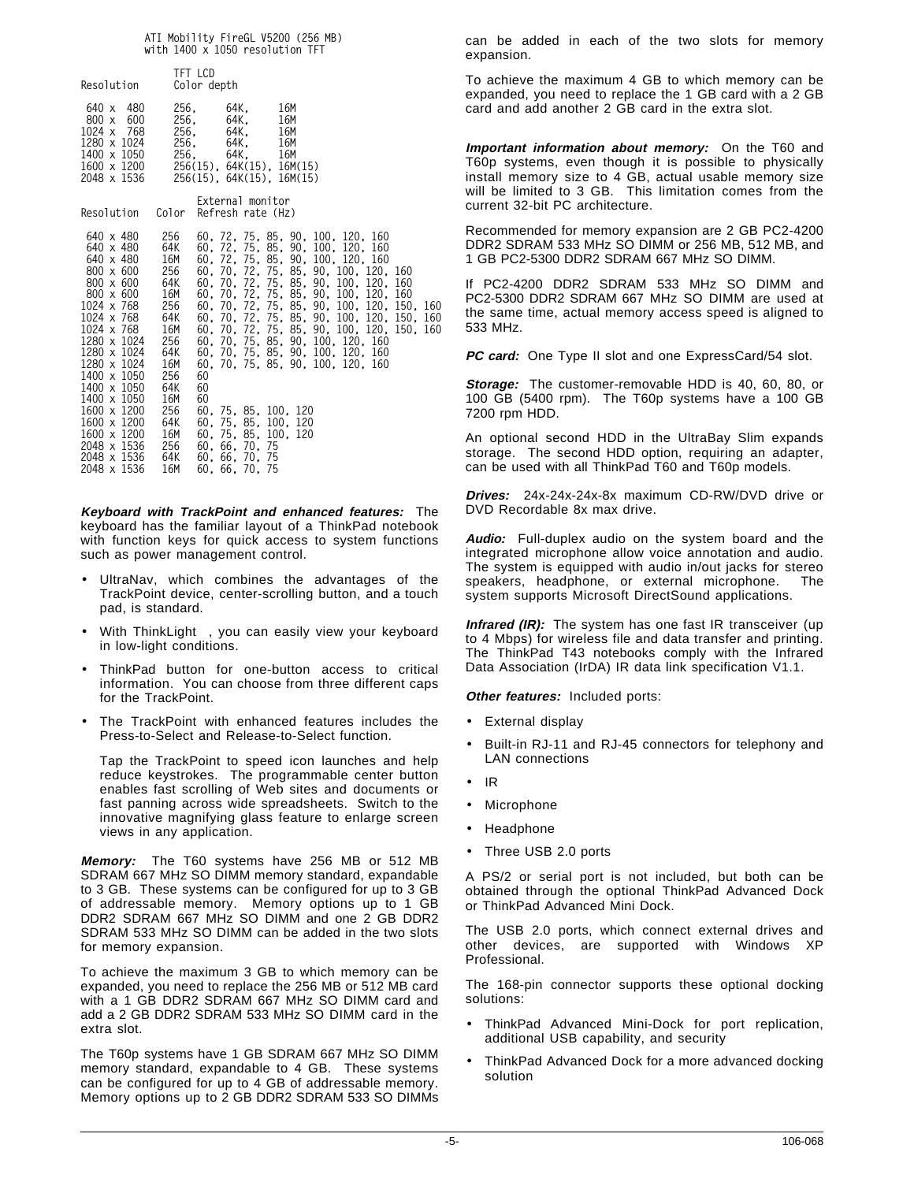ATI Mobility FireGL V5200 (256 MB) with 1400 x 1050 resolution TFT

| Resolution | TFT LCD Color depth |
|---|---|
| 640 x 480 | 256, 64K, 16M |
| 800 x 600 | 256, 64K, 16M |
| 1024 x 768 | 256, 64K, 16M |
| 1280 x 1024 | 256, 64K, 16M |
| 1400 x 1050 | 256, 64K, 16M |
| 1600 x 1200 | 256(15), 64K(15), 16M(15) |
| 2048 x 1536 | 256(15), 64K(15), 16M(15) |

| Resolution | Color | External monitor Refresh rate (Hz) |
|---|---|---|
| 640 x 480 | 256 | 60, 72, 75, 85, 90, 100, 120, 160 |
| 640 x 480 | 64K | 60, 72, 75, 85, 90, 100, 120, 160 |
| 640 x 480 | 16M | 60, 72, 75, 85, 90, 100, 120, 160 |
| 800 x 600 | 256 | 60, 70, 72, 75, 85, 90, 100, 120, 160 |
| 800 x 600 | 64K | 60, 70, 72, 75, 85, 90, 100, 120, 160 |
| 800 x 600 | 16M | 60, 70, 72, 75, 85, 90, 100, 120, 160 |
| 1024 x 768 | 256 | 60, 70, 72, 75, 85, 90, 100, 120, 150, 160 |
| 1024 x 768 | 64K | 60, 70, 72, 75, 85, 90, 100, 120, 150, 160 |
| 1024 x 768 | 16M | 60, 70, 72, 75, 85, 90, 100, 120, 150, 160 |
| 1280 x 1024 | 256 | 60, 70, 75, 85, 90, 100, 120, 160 |
| 1280 x 1024 | 64K | 60, 70, 75, 85, 90, 100, 120, 160 |
| 1280 x 1024 | 16M | 60, 70, 75, 85, 90, 100, 120, 160 |
| 1400 x 1050 | 256 | 60 |
| 1400 x 1050 | 64K | 60 |
| 1400 x 1050 | 16M | 60 |
| 1600 x 1200 | 256 | 60, 75, 85, 100, 120 |
| 1600 x 1200 | 64K | 60, 75, 85, 100, 120 |
| 1600 x 1200 | 16M | 60, 75, 85, 100, 120 |
| 2048 x 1536 | 256 | 60, 66, 70, 75 |
| 2048 x 1536 | 64K | 60, 66, 70, 75 |
| 2048 x 1536 | 16M | 60, 66, 70, 75 |

***Keyboard with TrackPoint and enhanced features:*** The keyboard has the familiar layout of a ThinkPad notebook with function keys for quick access to system functions such as power management control.

- UltraNav, which combines the advantages of the TrackPoint device, center-scrolling button, and a touch pad, is standard.
- With ThinkLight , you can easily view your keyboard in low-light conditions.
- ThinkPad button for one-button access to critical information. You can choose from three different caps for the TrackPoint.
- The TrackPoint with enhanced features includes the Press-to-Select and Release-to-Select function.

  Tap the TrackPoint to speed icon launches and help reduce keystrokes. The programmable center button enables fast scrolling of Web sites and documents or fast panning across wide spreadsheets. Switch to the innovative magnifying glass feature to enlarge screen views in any application.

***Memory:*** The T60 systems have 256 MB or 512 MB SDRAM 667 MHz SO DIMM memory standard, expandable to 3 GB. These systems can be configured for up to 3 GB of addressable memory. Memory options up to 1 GB DDR2 SDRAM 667 MHz SO DIMM and one 2 GB DDR2 SDRAM 533 MHz SO DIMM can be added in the two slots for memory expansion.

To achieve the maximum 3 GB to which memory can be expanded, you need to replace the 256 MB or 512 MB card with a 1 GB DDR2 SDRAM 667 MHz SO DIMM card and add a 2 GB DDR2 SDRAM 533 MHz SO DIMM card in the extra slot.

The T60p systems have 1 GB SDRAM 667 MHz SO DIMM memory standard, expandable to 4 GB. These systems can be configured for up to 4 GB of addressable memory. Memory options up to 2 GB DDR2 SDRAM 533 SO DIMMs can be added in each of the two slots for memory expansion.

To achieve the maximum 4 GB to which memory can be expanded, you need to replace the 1 GB card with a 2 GB card and add another 2 GB card in the extra slot.

***Important information about memory:*** On the T60 and T60p systems, even though it is possible to physically install memory size to 4 GB, actual usable memory size will be limited to 3 GB. This limitation comes from the current 32-bit PC architecture.

Recommended for memory expansion are 2 GB PC2-4200 DDR2 SDRAM 533 MHz SO DIMM or 256 MB, 512 MB, and 1 GB PC2-5300 DDR2 SDRAM 667 MHz SO DIMM.

If PC2-4200 DDR2 SDRAM 533 MHz SO DIMM and PC2-5300 DDR2 SDRAM 667 MHz SO DIMM are used at the same time, actual memory access speed is aligned to 533 MHz.

***PC card:*** One Type II slot and one ExpressCard/54 slot.

***Storage:*** The customer-removable HDD is 40, 60, 80, or 100 GB (5400 rpm). The T60p systems have a 100 GB 7200 rpm HDD.

An optional second HDD in the UltraBay Slim expands storage. The second HDD option, requiring an adapter, can be used with all ThinkPad T60 and T60p models.

***Drives:*** 24x-24x-24x-8x maximum CD-RW/DVD drive or DVD Recordable 8x max drive.

***Audio:*** Full-duplex audio on the system board and the integrated microphone allow voice annotation and audio. The system is equipped with audio in/out jacks for stereo speakers, headphone, or external microphone. The system supports Microsoft DirectSound applications.

***Infrared (IR):*** The system has one fast IR transceiver (up to 4 Mbps) for wireless file and data transfer and printing. The ThinkPad T43 notebooks comply with the Infrared Data Association (IrDA) IR data link specification V1.1.

***Other features:*** Included ports:

- External display
- Built-in RJ-11 and RJ-45 connectors for telephony and LAN connections
- IR
- Microphone
- Headphone
- Three USB 2.0 ports

A PS/2 or serial port is not included, but both can be obtained through the optional ThinkPad Advanced Dock or ThinkPad Advanced Mini Dock.

The USB 2.0 ports, which connect external drives and other devices, are supported with Windows XP Professional.

The 168-pin connector supports these optional docking solutions:

- ThinkPad Advanced Mini-Dock for port replication, additional USB capability, and security
- ThinkPad Advanced Dock for a more advanced docking solution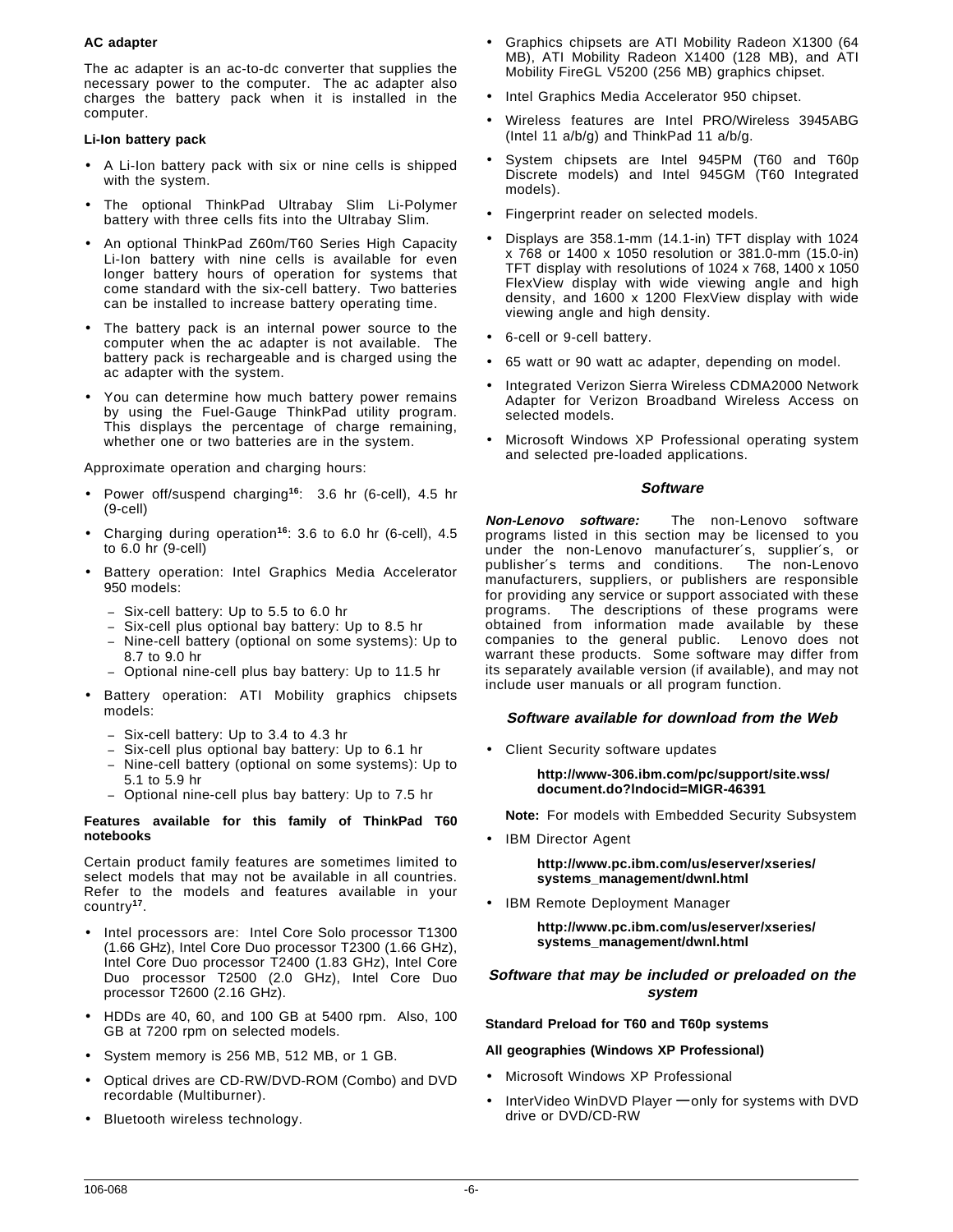**AC adapter**

The ac adapter is an ac-to-dc converter that supplies the necessary power to the computer. The ac adapter also charges the battery pack when it is installed in the computer.

**Li-Ion battery pack**

- A Li-Ion battery pack with six or nine cells is shipped with the system.
- The optional ThinkPad Ultrabay Slim Li-Polymer battery with three cells fits into the Ultrabay Slim.
- An optional ThinkPad Z60m/T60 Series High Capacity Li-Ion battery with nine cells is available for even longer battery hours of operation for systems that come standard with the six-cell battery. Two batteries can be installed to increase battery operating time.
- The battery pack is an internal power source to the computer when the ac adapter is not available. The battery pack is rechargeable and is charged using the ac adapter with the system.
- You can determine how much battery power remains by using the Fuel-Gauge ThinkPad utility program. This displays the percentage of charge remaining, whether one or two batteries are in the system.

Approximate operation and charging hours:

- Power off/suspend charging[16]: 3.6 hr (6-cell), 4.5 hr (9-cell)
- Charging during operation[16]: 3.6 to 6.0 hr (6-cell), 4.5 to 6.0 hr (9-cell)
- Battery operation: Intel Graphics Media Accelerator 950 models:
  - Six-cell battery: Up to 5.5 to 6.0 hr
  - Six-cell plus optional bay battery: Up to 8.5 hr
  - Nine-cell battery (optional on some systems): Up to 8.7 to 9.0 hr
  - Optional nine-cell plus bay battery: Up to 11.5 hr
- Battery operation: ATI Mobility graphics chipsets models:
  - Six-cell battery: Up to 3.4 to 4.3 hr
  - Six-cell plus optional bay battery: Up to 6.1 hr
  - Nine-cell battery (optional on some systems): Up to 5.1 to 5.9 hr
  - Optional nine-cell plus bay battery: Up to 7.5 hr

**Features available for this family of ThinkPad T60 notebooks**

Certain product family features are sometimes limited to select models that may not be available in all countries. Refer to the models and features available in your country[17].

- Intel processors are: Intel Core Solo processor T1300 (1.66 GHz), Intel Core Duo processor T2300 (1.66 GHz), Intel Core Duo processor T2400 (1.83 GHz), Intel Core Duo processor T2500 (2.0 GHz), Intel Core Duo processor T2600 (2.16 GHz).
- HDDs are 40, 60, and 100 GB at 5400 rpm. Also, 100 GB at 7200 rpm on selected models.
- System memory is 256 MB, 512 MB, or 1 GB.
- Optical drives are CD-RW/DVD-ROM (Combo) and DVD recordable (Multiburner).
- Bluetooth wireless technology.
- Graphics chipsets are ATI Mobility Radeon X1300 (64 MB), ATI Mobility Radeon X1400 (128 MB), and ATI Mobility FireGL V5200 (256 MB) graphics chipset.
- Intel Graphics Media Accelerator 950 chipset.
- Wireless features are Intel PRO/Wireless 3945ABG (Intel 11 a/b/g) and ThinkPad 11 a/b/g.
- System chipsets are Intel 945PM (T60 and T60p Discrete models) and Intel 945GM (T60 Integrated models).
- Fingerprint reader on selected models.
- Displays are 358.1-mm (14.1-in) TFT display with 1024 x 768 or 1400 x 1050 resolution or 381.0-mm (15.0-in) TFT display with resolutions of 1024 x 768, 1400 x 1050 FlexView display with wide viewing angle and high density, and 1600 x 1200 FlexView display with wide viewing angle and high density.
- 6-cell or 9-cell battery.
- 65 watt or 90 watt ac adapter, depending on model.
- Integrated Verizon Sierra Wireless CDMA2000 Network Adapter for Verizon Broadband Wireless Access on selected models.
- Microsoft Windows XP Professional operating system and selected pre-loaded applications.

## *Software*

***Non-Lenovo software:*** The non-Lenovo software programs listed in this section may be licensed to you under the non-Lenovo manufacturer´s, supplier´s, or publisher´s terms and conditions. The non-Lenovo manufacturers, suppliers, or publishers are responsible for providing any service or support associated with these programs. The descriptions of these programs were obtained from information made available by these companies to the general public. Lenovo does not warrant these products. Some software may differ from its separately available version (if available), and may not include user manuals or all program function.

### *Software available for download from the Web*

- Client Security software updates

  **http://www-306.ibm.com/pc/support/site.wss/document.do?lndocid=MIGR-46391**

  **Note:** For models with Embedded Security Subsystem

- IBM Director Agent

  **http://www.pc.ibm.com/us/eserver/xseries/systems_management/dwnl.html**

- IBM Remote Deployment Manager

  **http://www.pc.ibm.com/us/eserver/xseries/systems_management/dwnl.html**

### *Software that may be included or preloaded on the system*

**Standard Preload for T60 and T60p systems**

**All geographies (Windows XP Professional)**

- Microsoft Windows XP Professional
- InterVideo WinDVD Player — only for systems with DVD drive or DVD/CD-RW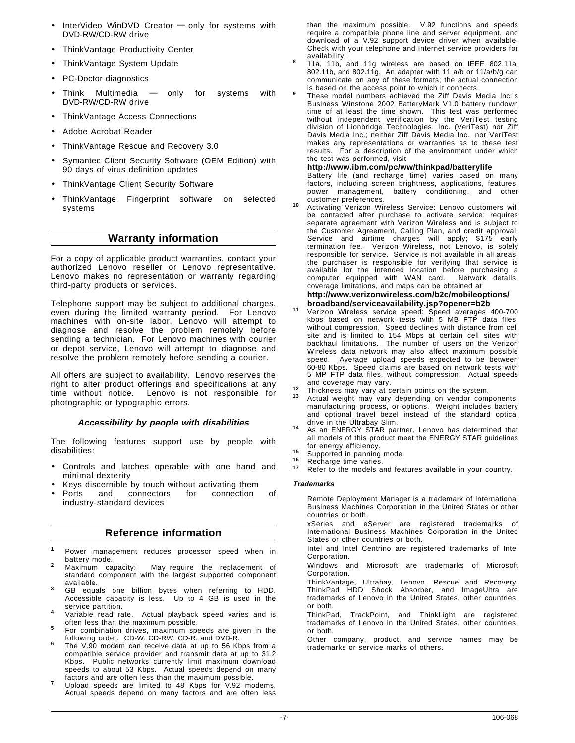- InterVideo WinDVD Creator — only for systems with DVD-RW/CD-RW drive
- ThinkVantage Productivity Center
- ThinkVantage System Update
- PC-Doctor diagnostics
- Think Multimedia — only for systems with DVD-RW/CD-RW drive
- ThinkVantage Access Connections
- Adobe Acrobat Reader
- ThinkVantage Rescue and Recovery 3.0
- Symantec Client Security Software (OEM Edition) with 90 days of virus definition updates
- ThinkVantage Client Security Software
- ThinkVantage Fingerprint software on selected systems

## Warranty information

For a copy of applicable product warranties, contact your authorized Lenovo reseller or Lenovo representative. Lenovo makes no representation or warranty regarding third-party products or services.

Telephone support may be subject to additional charges, even during the limited warranty period. For Lenovo machines with on-site labor, Lenovo will attempt to diagnose and resolve the problem remotely before sending a technician. For Lenovo machines with courier or depot service, Lenovo will attempt to diagnose and resolve the problem remotely before sending a courier.

All offers are subject to availability. Lenovo reserves the right to alter product offerings and specifications at any time without notice. Lenovo is not responsible for photographic or typographic errors.

### *Accessibility by people with disabilities*

The following features support use by people with disabilities:

- Controls and latches operable with one hand and minimal dexterity
- Keys discernible by touch without activating them
- Ports and connectors for connection of industry-standard devices

## Reference information

[1] Power management reduces processor speed when in battery mode.

[2] Maximum capacity: May require the replacement of standard component with the largest supported component available.

[3] GB equals one billion bytes when referring to HDD. Accessible capacity is less. Up to 4 GB is used in the service partition.

[4] Variable read rate. Actual playback speed varies and is often less than the maximum possible.

[5] For combination drives, maximum speeds are given in the following order: CD-W, CD-RW, CD-R, and DVD-R.

[6] The V.90 modem can receive data at up to 56 Kbps from a compatible service provider and transmit data at up to 31.2 Kbps. Public networks currently limit maximum download speeds to about 53 Kbps. Actual speeds depend on many factors and are often less than the maximum possible.

[7] Upload speeds are limited to 48 Kbps for V.92 modems. Actual speeds depend on many factors and are often less than the maximum possible. V.92 functions and speeds require a compatible phone line and server equipment, and download of a V.92 support device driver when available. Check with your telephone and Internet service providers for availability.

[8] 11a, 11b, and 11g wireless are based on IEEE 802.11a, 802.11b, and 802.11g. An adapter with 11 a/b or 11a/b/g can communicate on any of these formats; the actual connection is based on the access point to which it connects.

[9] These model numbers achieved the Ziff Davis Media Inc.´s Business Winstone 2002 BatteryMark V1.0 battery rundown time of at least the time shown. This test was performed without independent verification by the VeriTest testing division of Lionbridge Technologies, Inc. (VeriTest) nor Ziff Davis Media Inc.; neither Ziff Davis Media Inc. nor VeriTest makes any representations or warranties as to these test results. For a description of the environment under which the test was performed, visit
**http://www.ibm.com/pc/ww/thinkpad/batterylife**
Battery life (and recharge time) varies based on many factors, including screen brightness, applications, features, power management, battery conditioning, and other customer preferences.

[10] Activating Verizon Wireless Service: Lenovo customers will be contacted after purchase to activate service; requires separate agreement with Verizon Wireless and is subject to the Customer Agreement, Calling Plan, and credit approval. Service and airtime charges will apply; $175 early termination fee. Verizon Wireless, not Lenovo, is solely responsible for service. Service is not available in all areas; the purchaser is responsible for verifying that service is available for the intended location before purchasing a computer equipped with WAN card. Network details, coverage limitations, and maps can be obtained at
**http://www.verizonwireless.com/b2c/mobileoptions/broadband/serviceavailability.jsp?opener=b2b**

[11] Verizon Wireless service speed: Speed averages 400-700 kbps based on network tests with 5 MB FTP data files, without compression. Speed declines with distance from cell site and is limited to 154 Mbps at certain cell sites with backhaul limitations. The number of users on the Verizon Wireless data network may also affect maximum possible speed. Average upload speeds expected to be between 60-80 Kbps. Speed claims are based on network tests with 5 MP FTP data files, without compression. Actual speeds and coverage may vary.

[12] Thickness may vary at certain points on the system.

[13] Actual weight may vary depending on vendor components, manufacturing process, or options. Weight includes battery and optional travel bezel instead of the standard optical drive in the Ultrabay Slim.

[14] As an ENERGY STAR partner, Lenovo has determined that all models of this product meet the ENERGY STAR guidelines for energy efficiency.

[15] Supported in panning mode.

[16] Recharge time varies.

[17] Refer to the models and features available in your country.

#### *Trademarks*

Remote Deployment Manager is a trademark of International Business Machines Corporation in the United States or other countries or both.

xSeries and eServer are registered trademarks of International Business Machines Corporation in the United States or other countries or both.

Intel and Intel Centrino are registered trademarks of Intel Corporation.

Windows and Microsoft are trademarks of Microsoft Corporation.

ThinkVantage, Ultrabay, Lenovo, Rescue and Recovery, ThinkPad HDD Shock Absorber, and ImageUltra are trademarks of Lenovo in the United States, other countries, or both.

ThinkPad, TrackPoint, and ThinkLight are registered trademarks of Lenovo in the United States, other countries, or both.

Other company, product, and service names may be trademarks or service marks of others.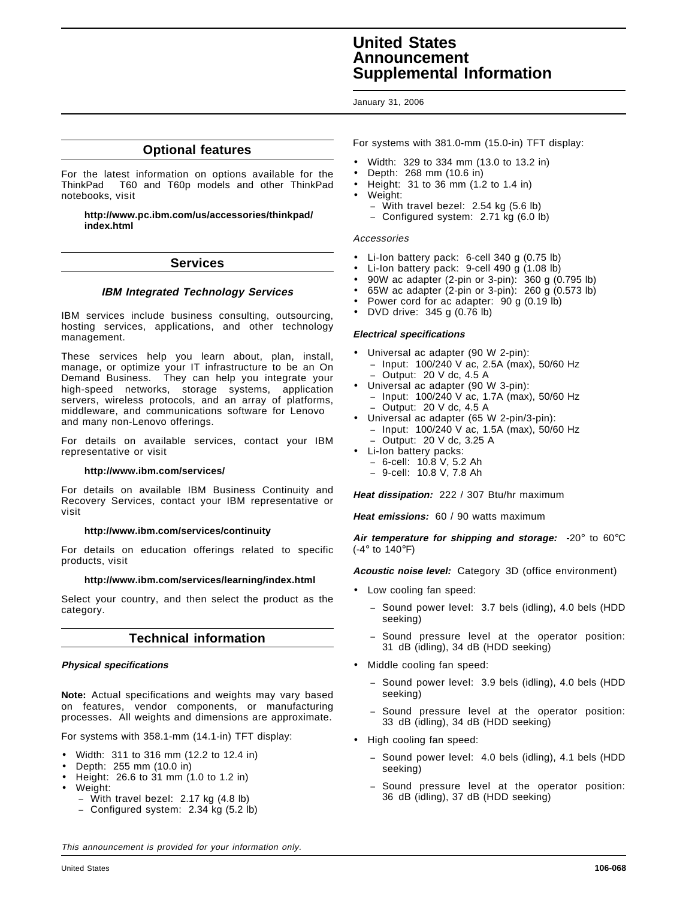# United States Announcement Supplemental Information

January 31, 2006

## Optional features

For the latest information on options available for the ThinkPad T60 and T60p models and other ThinkPad notebooks, visit

**http://www.pc.ibm.com/us/accessories/thinkpad/index.html**

## Services

### *IBM Integrated Technology Services*

IBM services include business consulting, outsourcing, hosting services, applications, and other technology management.

These services help you learn about, plan, install, manage, or optimize your IT infrastructure to be an On Demand Business. They can help you integrate your high-speed networks, storage systems, application servers, wireless protocols, and an array of platforms, middleware, and communications software for Lenovo and many non-Lenovo offerings.

For details on available services, contact your IBM representative or visit

**http://www.ibm.com/services/**

For details on available IBM Business Continuity and Recovery Services, contact your IBM representative or visit

**http://www.ibm.com/services/continuity**

For details on education offerings related to specific products, visit

**http://www.ibm.com/services/learning/index.html**

Select your country, and then select the product as the category.

## Technical information

### *Physical specifications*

**Note:** Actual specifications and weights may vary based on features, vendor components, or manufacturing processes. All weights and dimensions are approximate.

For systems with 358.1-mm (14.1-in) TFT display:

- Width: 311 to 316 mm (12.2 to 12.4 in)
- Depth: 255 mm (10.0 in)
- Height: 26.6 to 31 mm (1.0 to 1.2 in)
- Weight:
  - With travel bezel: 2.17 kg (4.8 lb)
  - Configured system: 2.34 kg (5.2 lb)

For systems with 381.0-mm (15.0-in) TFT display:

- Width: 329 to 334 mm (13.0 to 13.2 in)
- Depth: 268 mm (10.6 in)
- Height: 31 to 36 mm (1.2 to 1.4 in)
- Weight:
  - With travel bezel: 2.54 kg (5.6 lb)
  - Configured system: 2.71 kg (6.0 lb)

*Accessories*

- Li-Ion battery pack: 6-cell 340 g (0.75 lb)
- Li-Ion battery pack: 9-cell 490 g (1.08 lb)
- 90W ac adapter (2-pin or 3-pin): 360 g (0.795 lb)
- 65W ac adapter (2-pin or 3-pin): 260 g (0.573 lb)
- Power cord for ac adapter: 90 g (0.19 lb)
- DVD drive: 345 g (0.76 lb)

### *Electrical specifications*

- Universal ac adapter (90 W 2-pin):
  - Input: 100/240 V ac, 2.5A (max), 50/60 Hz
  - Output: 20 V dc, 4.5 A
- Universal ac adapter (90 W 3-pin):
  - Input: 100/240 V ac, 1.7A (max), 50/60 Hz
  - Output: 20 V dc, 4.5 A
- Universal ac adapter (65 W 2-pin/3-pin):
  - Input: 100/240 V ac, 1.5A (max), 50/60 Hz
  - Output: 20 V dc, 3.25 A
- Li-Ion battery packs:
  - 6-cell: 10.8 V, 5.2 Ah
  - 9-cell: 10.8 V, 7.8 Ah

***Heat dissipation:*** 222 / 307 Btu/hr maximum

***Heat emissions:*** 60 / 90 watts maximum

***Air temperature for shipping and storage:*** -20° to 60°C (-4° to 140°F)

***Acoustic noise level:*** Category 3D (office environment)

- Low cooling fan speed:
  - Sound power level: 3.7 bels (idling), 4.0 bels (HDD seeking)
  - Sound pressure level at the operator position: 31 dB (idling), 34 dB (HDD seeking)
- Middle cooling fan speed:
  - Sound power level: 3.9 bels (idling), 4.0 bels (HDD seeking)
  - Sound pressure level at the operator position: 33 dB (idling), 34 dB (HDD seeking)
- High cooling fan speed:
  - Sound power level: 4.0 bels (idling), 4.1 bels (HDD seeking)
  - Sound pressure level at the operator position: 36 dB (idling), 37 dB (HDD seeking)

*This announcement is provided for your information only.*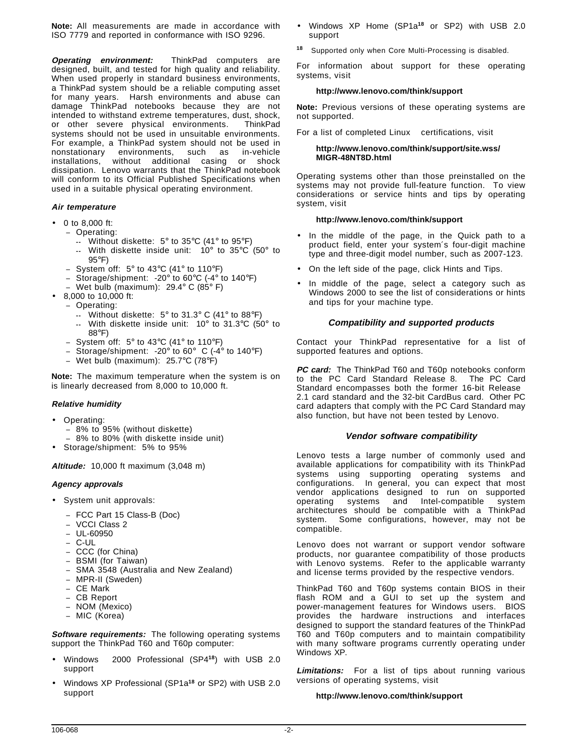**Note:** All measurements are made in accordance with ISO 7779 and reported in conformance with ISO 9296.

***Operating environment:*** ThinkPad computers are designed, built, and tested for high quality and reliability. When used properly in standard business environments, a ThinkPad system should be a reliable computing asset for many years. Harsh environments and abuse can damage ThinkPad notebooks because they are not intended to withstand extreme temperatures, dust, shock, or other severe physical environments. ThinkPad systems should not be used in unsuitable environments. For example, a ThinkPad system should not be used in nonstationary environments, such as in-vehicle installations, without additional casing or shock dissipation. Lenovo warrants that the ThinkPad notebook will conform to its Official Published Specifications when used in a suitable physical operating environment.

***Air temperature***

- 0 to 8,000 ft:
  - Operating:
    - Without diskette: 5° to 35°C (41° to 95°F)
    - With diskette inside unit: 10° to 35°C (50° to 95°F)
  - System off: 5° to 43°C (41° to 110°F)
  - Storage/shipment: -20° to 60°C (-4° to 140°F)
  - Wet bulb (maximum): 29.4° C (85° F)
- 8,000 to 10,000 ft:
  - Operating:
    - Without diskette: 5° to 31.3° C (41° to 88°F)
    - With diskette inside unit: 10° to 31.3°C (50° to 88°F)
  - System off: 5° to 43°C (41° to 110°F)
  - Storage/shipment: -20° to 60° C (-4° to 140°F)
  - Wet bulb (maximum): 25.7°C (78°F)

**Note:** The maximum temperature when the system is on is linearly decreased from 8,000 to 10,000 ft.

***Relative humidity***

- Operating:
  - 8% to 95% (without diskette)
  - 8% to 80% (with diskette inside unit)
- Storage/shipment: 5% to 95%

***Altitude:*** 10,000 ft maximum (3,048 m)

***Agency approvals***

- System unit approvals:
  - FCC Part 15 Class-B (Doc)
  - VCCI Class 2
  - UL-60950
  - C-UL
  - CCC (for China)
  - BSMI (for Taiwan)
  - SMA 3548 (Australia and New Zealand)
  - MPR-II (Sweden)
  - CE Mark
  - CB Report
  - NOM (Mexico)
  - MIC (Korea)

***Software requirements:*** The following operating systems support the ThinkPad T60 and T60p computer:

- Windows 2000 Professional (SP4[18]) with USB 2.0 support
- Windows XP Professional (SP1a[18] or SP2) with USB 2.0 support
- Windows XP Home (SP1a[18] or SP2) with USB 2.0 support

[18] Supported only when Core Multi-Processing is disabled.

For information about support for these operating systems, visit

**http://www.lenovo.com/think/support**

**Note:** Previous versions of these operating systems are not supported.

For a list of completed Linux certifications, visit

**http://www.lenovo.com/think/support/site.wss/MIGR-48NT8D.html**

Operating systems other than those preinstalled on the systems may not provide full-feature function. To view considerations or service hints and tips by operating system, visit

**http://www.lenovo.com/think/support**

- In the middle of the page, in the Quick path to a product field, enter your system´s four-digit machine type and three-digit model number, such as 2007-123.
- On the left side of the page, click Hints and Tips.
- In middle of the page, select a category such as Windows 2000 to see the list of considerations or hints and tips for your machine type.

## *Compatibility and supported products*

Contact your ThinkPad representative for a list of supported features and options.

***PC card:*** The ThinkPad T60 and T60p notebooks conform to the PC Card Standard Release 8. The PC Card Standard encompasses both the former 16-bit Release 2.1 card standard and the 32-bit CardBus card. Other PC card adapters that comply with the PC Card Standard may also function, but have not been tested by Lenovo.

## *Vendor software compatibility*

Lenovo tests a large number of commonly used and available applications for compatibility with its ThinkPad systems using supporting operating systems and configurations. In general, you can expect that most vendor applications designed to run on supported operating systems and Intel-compatible system architectures should be compatible with a ThinkPad system. Some configurations, however, may not be compatible.

Lenovo does not warrant or support vendor software products, nor guarantee compatibility of those products with Lenovo systems. Refer to the applicable warranty and license terms provided by the respective vendors.

ThinkPad T60 and T60p systems contain BIOS in their flash ROM and a GUI to set up the system and power-management features for Windows users. BIOS provides the hardware instructions and interfaces designed to support the standard features of the ThinkPad T60 and T60p computers and to maintain compatibility with many software programs currently operating under Windows XP.

***Limitations:*** For a list of tips about running various versions of operating systems, visit

**http://www.lenovo.com/think/support**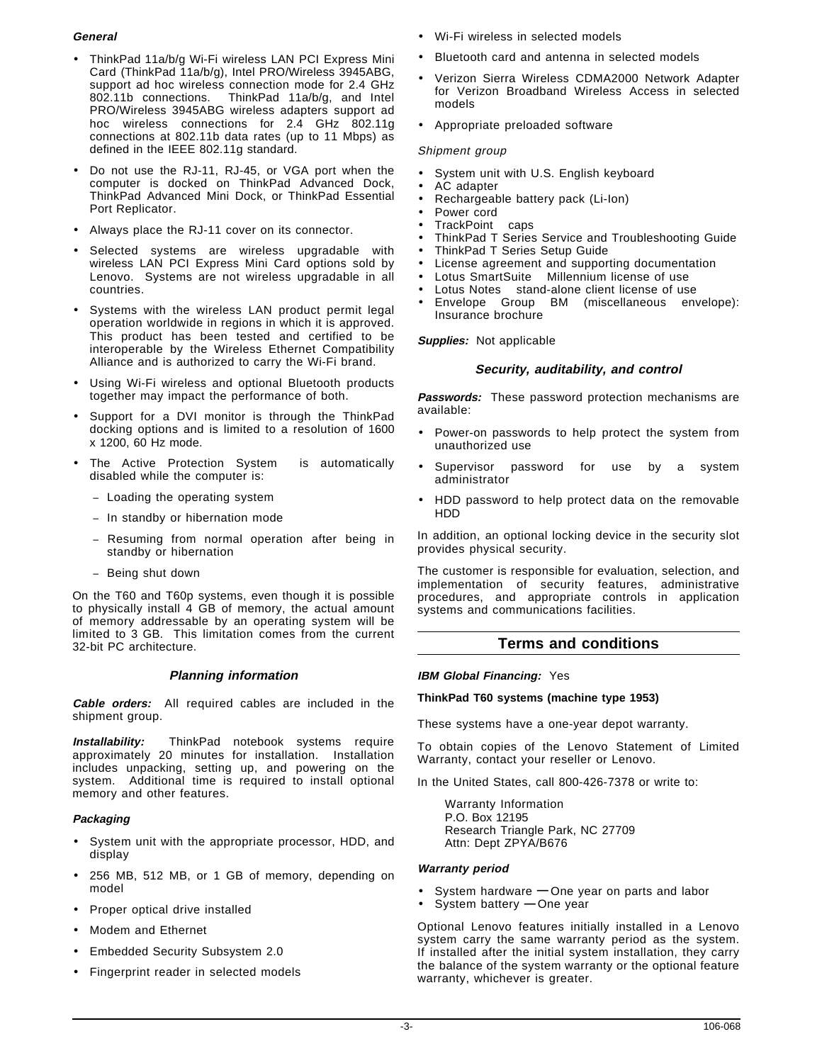***General***

- ThinkPad 11a/b/g Wi-Fi wireless LAN PCI Express Mini Card (ThinkPad 11a/b/g), Intel PRO/Wireless 3945ABG, support ad hoc wireless connection mode for 2.4 GHz 802.11b connections. ThinkPad 11a/b/g, and Intel PRO/Wireless 3945ABG wireless adapters support ad hoc wireless connections for 2.4 GHz 802.11g connections at 802.11b data rates (up to 11 Mbps) as defined in the IEEE 802.11g standard.
- Do not use the RJ-11, RJ-45, or VGA port when the computer is docked on ThinkPad Advanced Dock, ThinkPad Advanced Mini Dock, or ThinkPad Essential Port Replicator.
- Always place the RJ-11 cover on its connector.
- Selected systems are wireless upgradable with wireless LAN PCI Express Mini Card options sold by Lenovo. Systems are not wireless upgradable in all countries.
- Systems with the wireless LAN product permit legal operation worldwide in regions in which it is approved. This product has been tested and certified to be interoperable by the Wireless Ethernet Compatibility Alliance and is authorized to carry the Wi-Fi brand.
- Using Wi-Fi wireless and optional Bluetooth products together may impact the performance of both.
- Support for a DVI monitor is through the ThinkPad docking options and is limited to a resolution of 1600 x 1200, 60 Hz mode.
- The Active Protection System is automatically disabled while the computer is:
  - Loading the operating system
  - In standby or hibernation mode
  - Resuming from normal operation after being in standby or hibernation
  - Being shut down

On the T60 and T60p systems, even though it is possible to physically install 4 GB of memory, the actual amount of memory addressable by an operating system will be limited to 3 GB. This limitation comes from the current 32-bit PC architecture.

### *Planning information*

***Cable orders:*** All required cables are included in the shipment group.

***Installability:*** ThinkPad notebook systems require approximately 20 minutes for installation. Installation includes unpacking, setting up, and powering on the system. Additional time is required to install optional memory and other features.

***Packaging***

- System unit with the appropriate processor, HDD, and display
- 256 MB, 512 MB, or 1 GB of memory, depending on model
- Proper optical drive installed
- Modem and Ethernet
- Embedded Security Subsystem 2.0
- Fingerprint reader in selected models
- Wi-Fi wireless in selected models
- Bluetooth card and antenna in selected models
- Verizon Sierra Wireless CDMA2000 Network Adapter for Verizon Broadband Wireless Access in selected models
- Appropriate preloaded software

*Shipment group*

- System unit with U.S. English keyboard
- AC adapter
- Rechargeable battery pack (Li-Ion)
- Power cord
- TrackPoint caps
- ThinkPad T Series Service and Troubleshooting Guide
- ThinkPad T Series Setup Guide
- License agreement and supporting documentation
- Lotus SmartSuite Millennium license of use
- Lotus Notes stand-alone client license of use
- Envelope Group BM (miscellaneous envelope): Insurance brochure

***Supplies:*** Not applicable

### *Security, auditability, and control*

***Passwords:*** These password protection mechanisms are available:

- Power-on passwords to help protect the system from unauthorized use
- Supervisor password for use by a system administrator
- HDD password to help protect data on the removable HDD

In addition, an optional locking device in the security slot provides physical security.

The customer is responsible for evaluation, selection, and implementation of security features, administrative procedures, and appropriate controls in application systems and communications facilities.

## Terms and conditions

***IBM Global Financing:*** Yes

**ThinkPad T60 systems (machine type 1953)**

These systems have a one-year depot warranty.

To obtain copies of the Lenovo Statement of Limited Warranty, contact your reseller or Lenovo.

In the United States, call 800-426-7378 or write to:

Warranty Information
P.O. Box 12195
Research Triangle Park, NC 27709
Attn: Dept ZPYA/B676

***Warranty period***

- System hardware — One year on parts and labor
- System battery — One year

Optional Lenovo features initially installed in a Lenovo system carry the same warranty period as the system. If installed after the initial system installation, they carry the balance of the system warranty or the optional feature warranty, whichever is greater.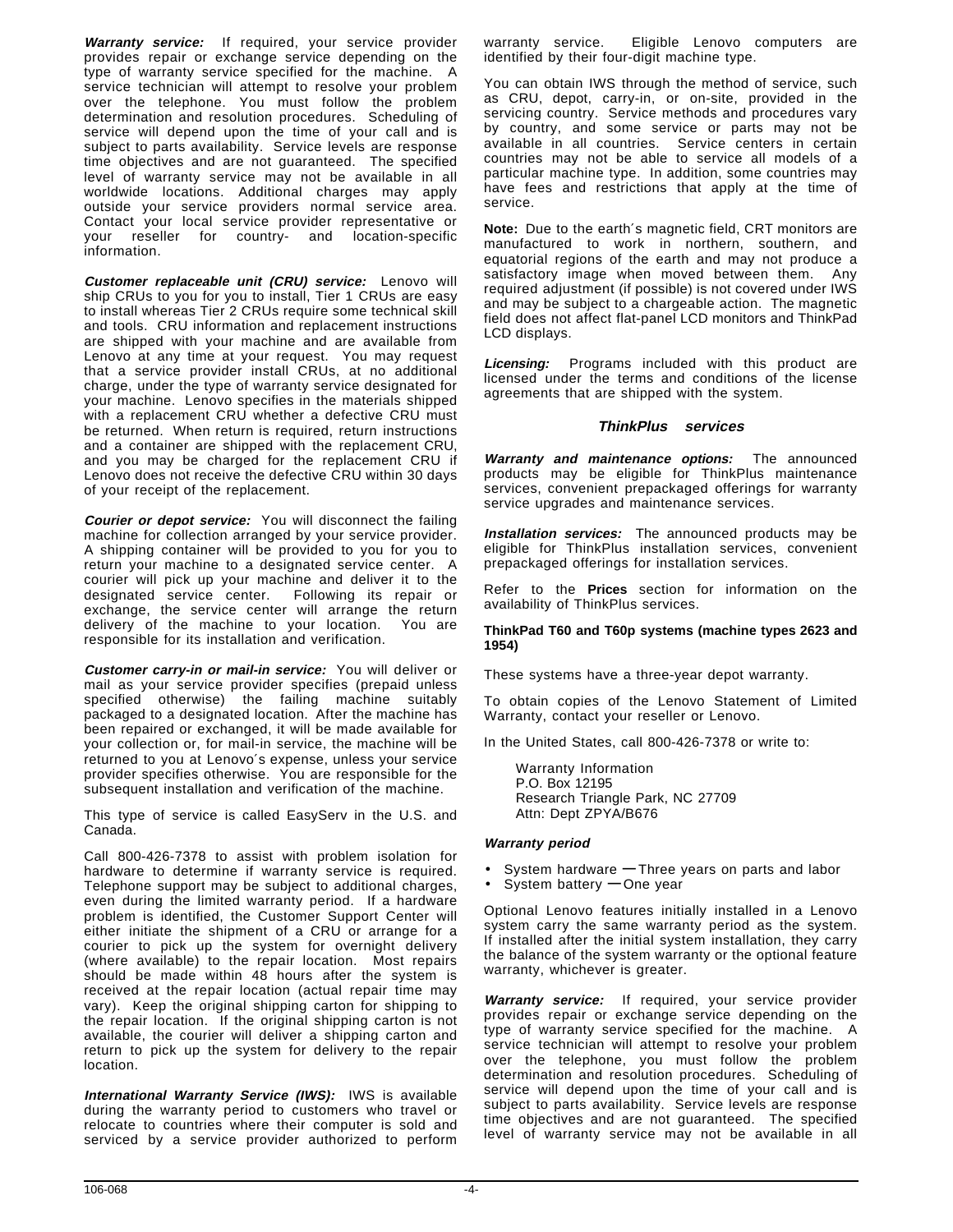***Warranty service:*** If required, your service provider provides repair or exchange service depending on the type of warranty service specified for the machine. A service technician will attempt to resolve your problem over the telephone. You must follow the problem determination and resolution procedures. Scheduling of service will depend upon the time of your call and is subject to parts availability. Service levels are response time objectives and are not guaranteed. The specified level of warranty service may not be available in all worldwide locations. Additional charges may apply outside your service providers normal service area. Contact your local service provider representative or your reseller for country- and location-specific information.

***Customer replaceable unit (CRU) service:*** Lenovo will ship CRUs to you for you to install, Tier 1 CRUs are easy to install whereas Tier 2 CRUs require some technical skill and tools. CRU information and replacement instructions are shipped with your machine and are available from Lenovo at any time at your request. You may request that a service provider install CRUs, at no additional charge, under the type of warranty service designated for your machine. Lenovo specifies in the materials shipped with a replacement CRU whether a defective CRU must be returned. When return is required, return instructions and a container are shipped with the replacement CRU, and you may be charged for the replacement CRU if Lenovo does not receive the defective CRU within 30 days of your receipt of the replacement.

***Courier or depot service:*** You will disconnect the failing machine for collection arranged by your service provider. A shipping container will be provided to you for you to return your machine to a designated service center. A courier will pick up your machine and deliver it to the designated service center. Following its repair or exchange, the service center will arrange the return delivery of the machine to your location. You are responsible for its installation and verification.

***Customer carry-in or mail-in service:*** You will deliver or mail as your service provider specifies (prepaid unless specified otherwise) the failing machine suitably packaged to a designated location. After the machine has been repaired or exchanged, it will be made available for your collection or, for mail-in service, the machine will be returned to you at Lenovo´s expense, unless your service provider specifies otherwise. You are responsible for the subsequent installation and verification of the machine.

This type of service is called EasyServ in the U.S. and Canada.

Call 800-426-7378 to assist with problem isolation for hardware to determine if warranty service is required. Telephone support may be subject to additional charges, even during the limited warranty period. If a hardware problem is identified, the Customer Support Center will either initiate the shipment of a CRU or arrange for a courier to pick up the system for overnight delivery (where available) to the repair location. Most repairs should be made within 48 hours after the system is received at the repair location (actual repair time may vary). Keep the original shipping carton for shipping to the repair location. If the original shipping carton is not available, the courier will deliver a shipping carton and return to pick up the system for delivery to the repair location.

***International Warranty Service (IWS):*** IWS is available during the warranty period to customers who travel or relocate to countries where their computer is sold and serviced by a service provider authorized to perform warranty service. Eligible Lenovo computers are identified by their four-digit machine type.

You can obtain IWS through the method of service, such as CRU, depot, carry-in, or on-site, provided in the servicing country. Service methods and procedures vary by country, and some service or parts may not be available in all countries. Service centers in certain countries may not be able to service all models of a particular machine type. In addition, some countries may have fees and restrictions that apply at the time of service.

**Note:** Due to the earth´s magnetic field, CRT monitors are manufactured to work in northern, southern, and equatorial regions of the earth and may not produce a satisfactory image when moved between them. Any required adjustment (if possible) is not covered under IWS and may be subject to a chargeable action. The magnetic field does not affect flat-panel LCD monitors and ThinkPad LCD displays.

***Licensing:*** Programs included with this product are licensed under the terms and conditions of the license agreements that are shipped with the system.

### *ThinkPlus services*

***Warranty and maintenance options:*** The announced products may be eligible for ThinkPlus maintenance services, convenient prepackaged offerings for warranty service upgrades and maintenance services.

***Installation services:*** The announced products may be eligible for ThinkPlus installation services, convenient prepackaged offerings for installation services.

Refer to the **Prices** section for information on the availability of ThinkPlus services.

**ThinkPad T60 and T60p systems (machine types 2623 and 1954)**

These systems have a three-year depot warranty.

To obtain copies of the Lenovo Statement of Limited Warranty, contact your reseller or Lenovo.

In the United States, call 800-426-7378 or write to:

Warranty Information
P.O. Box 12195
Research Triangle Park, NC 27709
Attn: Dept ZPYA/B676

***Warranty period***

- System hardware — Three years on parts and labor
- System battery — One year

Optional Lenovo features initially installed in a Lenovo system carry the same warranty period as the system. If installed after the initial system installation, they carry the balance of the system warranty or the optional feature warranty, whichever is greater.

***Warranty service:*** If required, your service provider provides repair or exchange service depending on the type of warranty service specified for the machine. A service technician will attempt to resolve your problem over the telephone, you must follow the problem determination and resolution procedures. Scheduling of service will depend upon the time of your call and is subject to parts availability. Service levels are response time objectives and are not guaranteed. The specified level of warranty service may not be available in all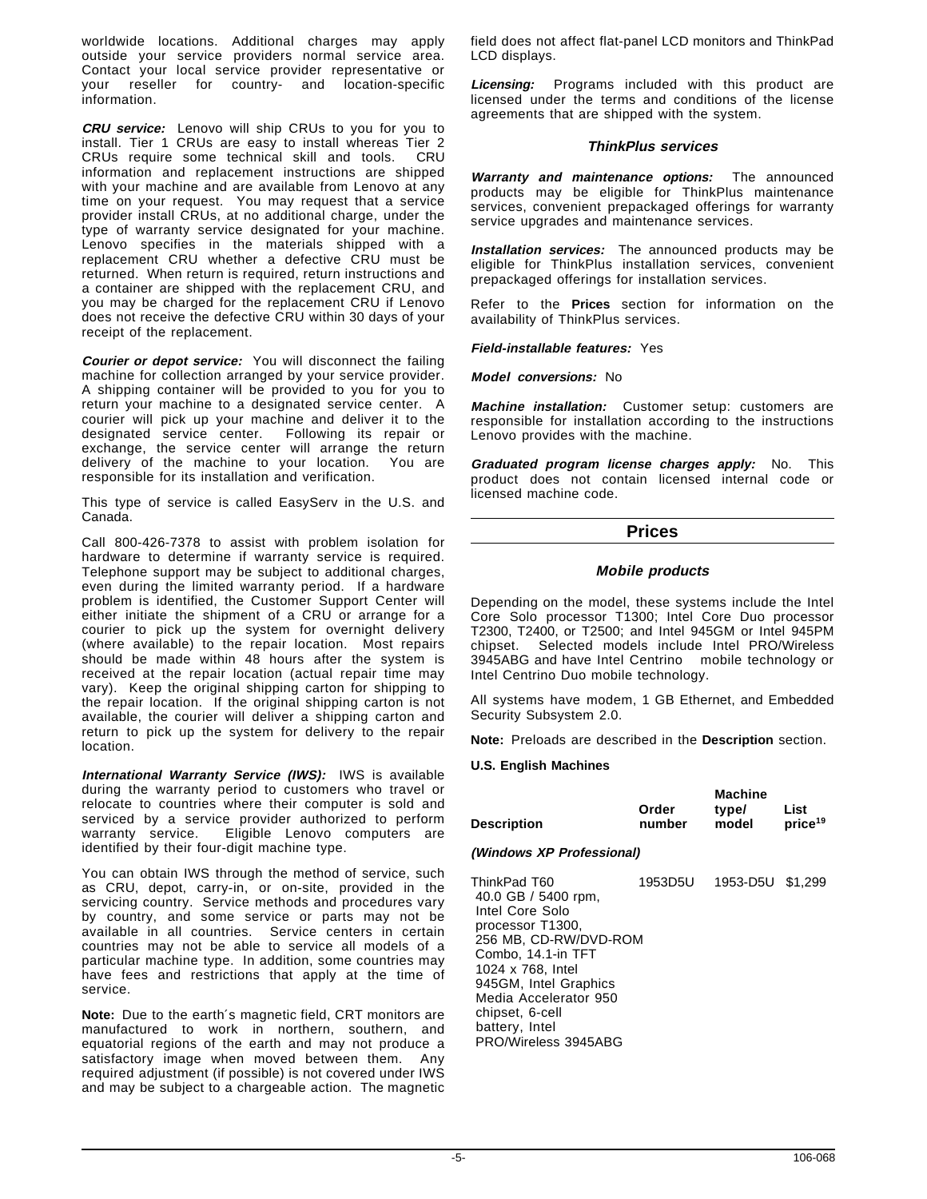worldwide locations. Additional charges may apply outside your service providers normal service area. Contact your local service provider representative or your reseller for country- and location-specific information.

***CRU service:*** Lenovo will ship CRUs to you for you to install. Tier 1 CRUs are easy to install whereas Tier 2 CRUs require some technical skill and tools. CRU information and replacement instructions are shipped with your machine and are available from Lenovo at any time on your request. You may request that a service provider install CRUs, at no additional charge, under the type of warranty service designated for your machine. Lenovo specifies in the materials shipped with a replacement CRU whether a defective CRU must be returned. When return is required, return instructions and a container are shipped with the replacement CRU, and you may be charged for the replacement CRU if Lenovo does not receive the defective CRU within 30 days of your receipt of the replacement.

***Courier or depot service:*** You will disconnect the failing machine for collection arranged by your service provider. A shipping container will be provided to you for you to return your machine to a designated service center. A courier will pick up your machine and deliver it to the designated service center. Following its repair or exchange, the service center will arrange the return delivery of the machine to your location. You are responsible for its installation and verification.

This type of service is called EasyServ in the U.S. and Canada.

Call 800-426-7378 to assist with problem isolation for hardware to determine if warranty service is required. Telephone support may be subject to additional charges, even during the limited warranty period. If a hardware problem is identified, the Customer Support Center will either initiate the shipment of a CRU or arrange for a courier to pick up the system for overnight delivery (where available) to the repair location. Most repairs should be made within 48 hours after the system is received at the repair location (actual repair time may vary). Keep the original shipping carton for shipping to the repair location. If the original shipping carton is not available, the courier will deliver a shipping carton and return to pick up the system for delivery to the repair location.

***International Warranty Service (IWS):*** IWS is available during the warranty period to customers who travel or relocate to countries where their computer is sold and serviced by a service provider authorized to perform warranty service. Eligible Lenovo computers are identified by their four-digit machine type.

You can obtain IWS through the method of service, such as CRU, depot, carry-in, or on-site, provided in the servicing country. Service methods and procedures vary by country, and some service or parts may not be available in all countries. Service centers in certain countries may not be able to service all models of a particular machine type. In addition, some countries may have fees and restrictions that apply at the time of service.

**Note:** Due to the earth´s magnetic field, CRT monitors are manufactured to work in northern, southern, and equatorial regions of the earth and may not produce a satisfactory image when moved between them. Any required adjustment (if possible) is not covered under IWS and may be subject to a chargeable action. The magnetic field does not affect flat-panel LCD monitors and ThinkPad LCD displays.

***Licensing:*** Programs included with this product are licensed under the terms and conditions of the license agreements that are shipped with the system.

### *ThinkPlus services*

***Warranty and maintenance options:*** The announced products may be eligible for ThinkPlus maintenance services, convenient prepackaged offerings for warranty service upgrades and maintenance services.

***Installation services:*** The announced products may be eligible for ThinkPlus installation services, convenient prepackaged offerings for installation services.

Refer to the **Prices** section for information on the availability of ThinkPlus services.

***Field-installable features:*** Yes

***Model conversions:*** No

***Machine installation:*** Customer setup: customers are responsible for installation according to the instructions Lenovo provides with the machine.

***Graduated program license charges apply:*** No. This product does not contain licensed internal code or licensed machine code.

## Prices

### *Mobile products*

Depending on the model, these systems include the Intel Core Solo processor T1300; Intel Core Duo processor T2300, T2400, or T2500; and Intel 945GM or Intel 945PM chipset. Selected models include Intel PRO/Wireless 3945ABG and have Intel Centrino mobile technology or Intel Centrino Duo mobile technology.

All systems have modem, 1 GB Ethernet, and Embedded Security Subsystem 2.0.

**Note:** Preloads are described in the **Description** section.

**U.S. English Machines**

| Description | Order number | Machine type/ model | List price[19] |
|---|---|---|---|
| ***(Windows XP Professional)*** | | | |
| ThinkPad T60 40.0 GB / 5400 rpm, Intel Core Solo processor T1300, 256 MB, CD-RW/DVD-ROM Combo, 14.1-in TFT 1024 x 768, Intel 945GM, Intel Graphics Media Accelerator 950 chipset, 6-cell battery, Intel PRO/Wireless 3945ABG | 1953D5U | 1953-D5U | $1,299 |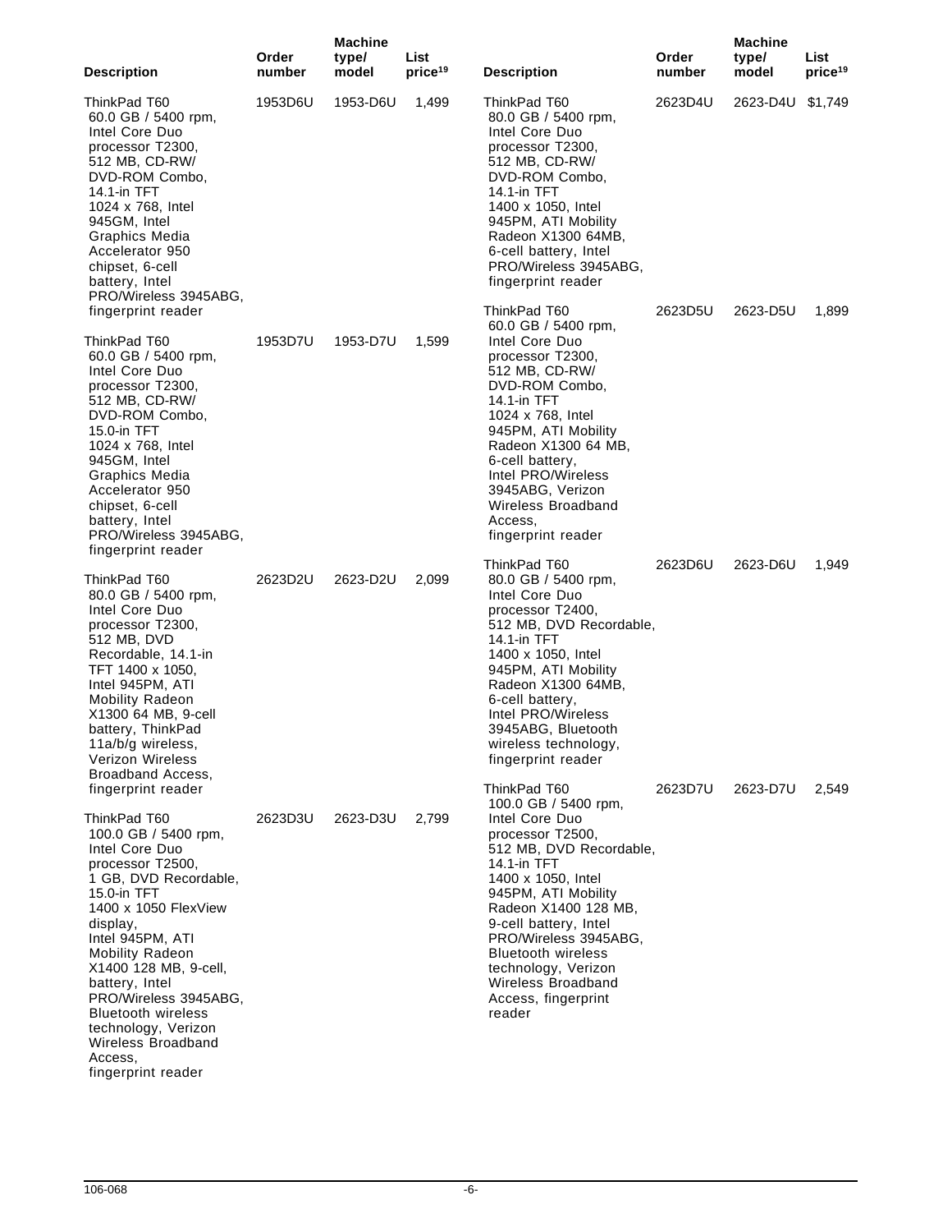| Description | Order number | Machine type/ model | List price[19] |
|---|---|---|---|
| ThinkPad T60 60.0 GB / 5400 rpm, Intel Core Duo processor T2300, 512 MB, CD-RW/ DVD-ROM Combo, 14.1-in TFT 1024 x 768, Intel 945GM, Intel Graphics Media Accelerator 950 chipset, 6-cell battery, Intel PRO/Wireless 3945ABG, fingerprint reader | 1953D6U | 1953-D6U | 1,499 |
| ThinkPad T60 60.0 GB / 5400 rpm, Intel Core Duo processor T2300, 512 MB, CD-RW/ DVD-ROM Combo, 15.0-in TFT 1024 x 768, Intel 945GM, Intel Graphics Media Accelerator 950 chipset, 6-cell battery, Intel PRO/Wireless 3945ABG, fingerprint reader | 1953D7U | 1953-D7U | 1,599 |
| ThinkPad T60 80.0 GB / 5400 rpm, Intel Core Duo processor T2300, 512 MB, DVD Recordable, 14.1-in TFT 1400 x 1050, Intel 945PM, ATI Mobility Radeon X1300 64 MB, 9-cell battery, ThinkPad 11a/b/g wireless, Verizon Wireless Broadband Access, fingerprint reader | 2623D2U | 2623-D2U | 2,099 |
| ThinkPad T60 100.0 GB / 5400 rpm, Intel Core Duo processor T2500, 1 GB, DVD Recordable, 15.0-in TFT 1400 x 1050 FlexView display, Intel 945PM, ATI Mobility Radeon X1400 128 MB, 9-cell, battery, Intel PRO/Wireless 3945ABG, Bluetooth wireless technology, Verizon Wireless Broadband Access, fingerprint reader | 2623D3U | 2623-D3U | 2,799 |
| ThinkPad T60 80.0 GB / 5400 rpm, Intel Core Duo processor T2300, 512 MB, CD-RW/ DVD-ROM Combo, 14.1-in TFT 1400 x 1050, Intel 945PM, ATI Mobility Radeon X1300 64MB, 6-cell battery, Intel PRO/Wireless 3945ABG, fingerprint reader | 2623D4U | 2623-D4U | $1,749 |
| ThinkPad T60 60.0 GB / 5400 rpm, Intel Core Duo processor T2300, 512 MB, CD-RW/ DVD-ROM Combo, 14.1-in TFT 1024 x 768, Intel 945PM, ATI Mobility Radeon X1300 64 MB, 6-cell battery, Intel PRO/Wireless 3945ABG, Verizon Wireless Broadband Access, fingerprint reader | 2623D5U | 2623-D5U | 1,899 |
| ThinkPad T60 80.0 GB / 5400 rpm, Intel Core Duo processor T2400, 512 MB, DVD Recordable, 14.1-in TFT 1400 x 1050, Intel 945PM, ATI Mobility Radeon X1300 64MB, 6-cell battery, Intel PRO/Wireless 3945ABG, Bluetooth wireless technology, fingerprint reader | 2623D6U | 2623-D6U | 1,949 |
| ThinkPad T60 100.0 GB / 5400 rpm, Intel Core Duo processor T2500, 512 MB, DVD Recordable, 14.1-in TFT 1400 x 1050, Intel 945PM, ATI Mobility Radeon X1400 128 MB, 9-cell battery, Intel PRO/Wireless 3945ABG, Bluetooth wireless technology, Verizon Wireless Broadband Access, fingerprint reader | 2623D7U | 2623-D7U | 2,549 |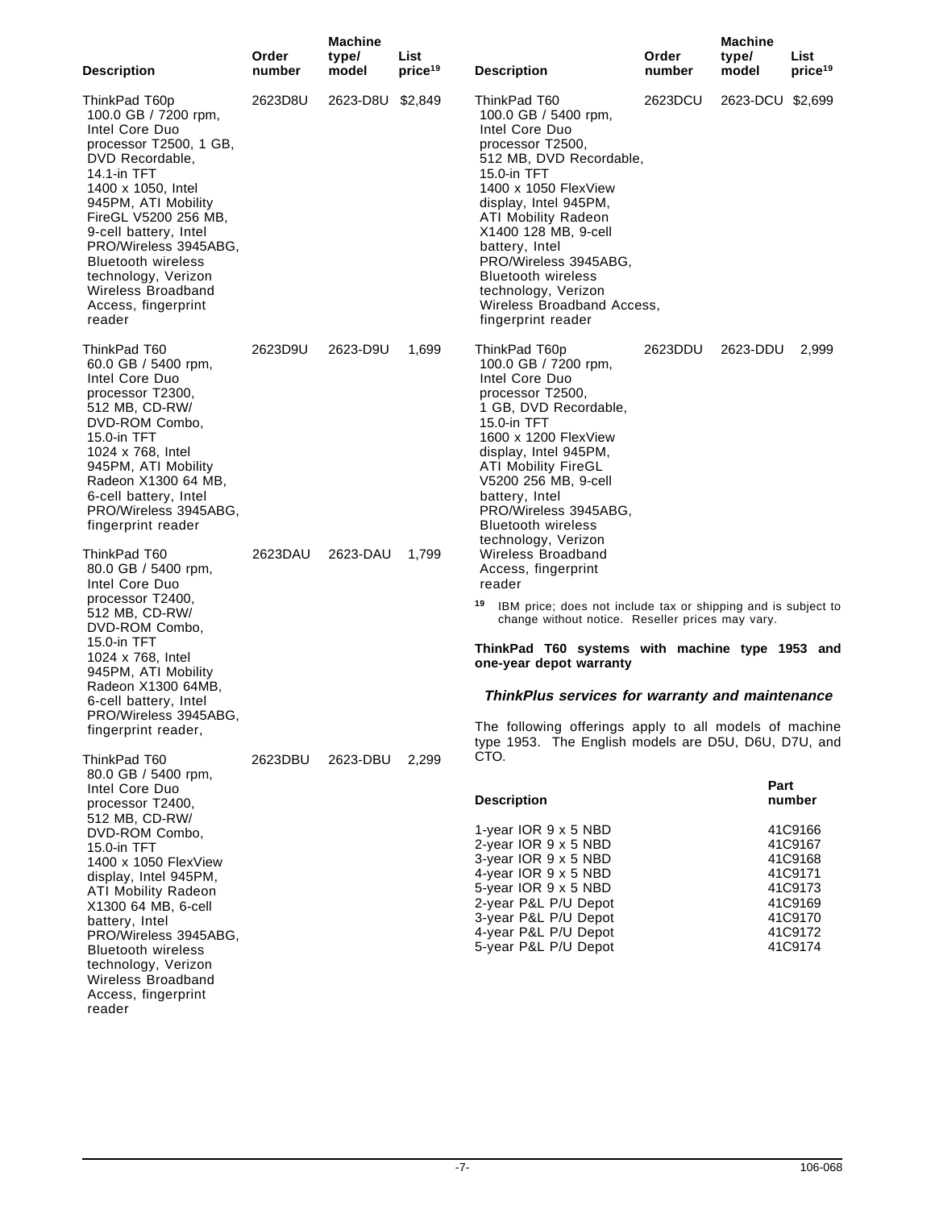| Description | Order number | Machine type/ model | List price[19] |
|---|---|---|---|
| ThinkPad T60p 100.0 GB / 7200 rpm, Intel Core Duo processor T2500, 1 GB, DVD Recordable, 14.1-in TFT 1400 x 1050, Intel 945PM, ATI Mobility FireGL V5200 256 MB, 9-cell battery, Intel PRO/Wireless 3945ABG, Bluetooth wireless technology, Verizon Wireless Broadband Access, fingerprint reader | 2623D8U | 2623-D8U | $2,849 |
| ThinkPad T60 60.0 GB / 5400 rpm, Intel Core Duo processor T2300, 512 MB, CD-RW/ DVD-ROM Combo, 15.0-in TFT 1024 x 768, Intel 945PM, ATI Mobility Radeon X1300 64 MB, 6-cell battery, Intel PRO/Wireless 3945ABG, fingerprint reader | 2623D9U | 2623-D9U | 1,699 |
| ThinkPad T60 80.0 GB / 5400 rpm, Intel Core Duo processor T2400, 512 MB, CD-RW/ DVD-ROM Combo, 15.0-in TFT 1024 x 768, Intel 945PM, ATI Mobility Radeon X1300 64MB, 6-cell battery, Intel PRO/Wireless 3945ABG, fingerprint reader, | 2623DAU | 2623-DAU | 1,799 |
| ThinkPad T60 80.0 GB / 5400 rpm, Intel Core Duo processor T2400, 512 MB, CD-RW/ DVD-ROM Combo, 15.0-in TFT 1400 x 1050 FlexView display, Intel 945PM, ATI Mobility Radeon X1300 64 MB, 6-cell battery, Intel PRO/Wireless 3945ABG, Bluetooth wireless technology, Verizon Wireless Broadband Access, fingerprint reader | 2623DBU | 2623-DBU | 2,299 |
| ThinkPad T60 100.0 GB / 5400 rpm, Intel Core Duo processor T2500, 512 MB, DVD Recordable, 15.0-in TFT 1400 x 1050 FlexView display, Intel 945PM, ATI Mobility Radeon X1400 128 MB, 9-cell battery, Intel PRO/Wireless 3945ABG, Bluetooth wireless technology, Verizon Wireless Broadband Access, fingerprint reader | 2623DCU | 2623-DCU | $2,699 |
| ThinkPad T60p 100.0 GB / 7200 rpm, Intel Core Duo processor T2500, 1 GB, DVD Recordable, 15.0-in TFT 1600 x 1200 FlexView display, Intel 945PM, ATI Mobility FireGL V5200 256 MB, 9-cell battery, Intel PRO/Wireless 3945ABG, Bluetooth wireless technology, Verizon Wireless Broadband Access, fingerprint reader | 2623DDU | 2623-DDU | 2,999 |

[19] IBM price; does not include tax or shipping and is subject to change without notice. Reseller prices may vary.

**ThinkPad T60 systems with machine type 1953 and one-year depot warranty**

### *ThinkPlus services for warranty and maintenance*

The following offerings apply to all models of machine type 1953. The English models are D5U, D6U, D7U, and CTO.

| Description | Part number |
|---|---|
| 1-year IOR 9 x 5 NBD | 41C9166 |
| 2-year IOR 9 x 5 NBD | 41C9167 |
| 3-year IOR 9 x 5 NBD | 41C9168 |
| 4-year IOR 9 x 5 NBD | 41C9171 |
| 5-year IOR 9 x 5 NBD | 41C9173 |
| 2-year P&L P/U Depot | 41C9169 |
| 3-year P&L P/U Depot | 41C9170 |
| 4-year P&L P/U Depot | 41C9172 |
| 5-year P&L P/U Depot | 41C9174 |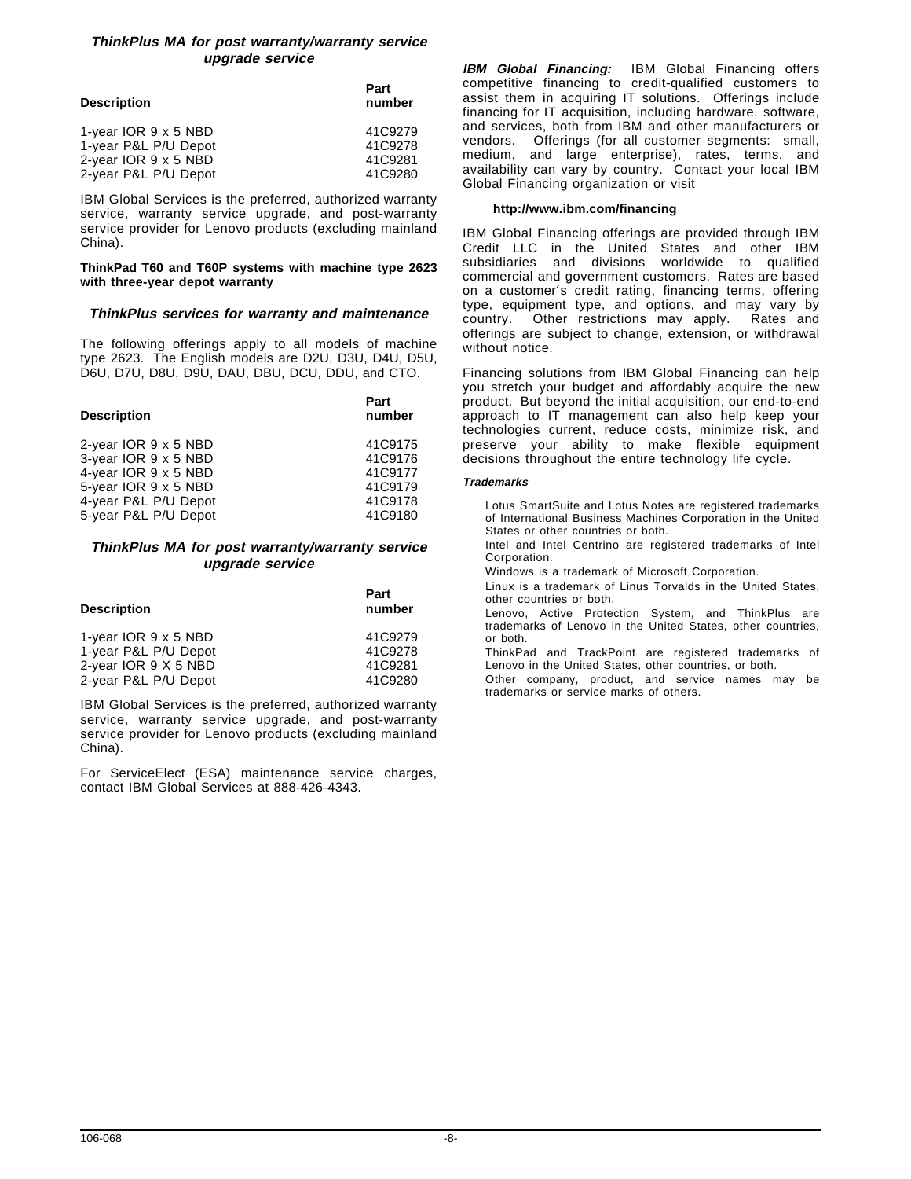#### *ThinkPlus MA for post warranty/warranty service upgrade service*

| Description | Part number |
|---|---|
| 1-year IOR 9 x 5 NBD | 41C9279 |
| 1-year P&L P/U Depot | 41C9278 |
| 2-year IOR 9 x 5 NBD | 41C9281 |
| 2-year P&L P/U Depot | 41C9280 |

IBM Global Services is the preferred, authorized warranty service, warranty service upgrade, and post-warranty service provider for Lenovo products (excluding mainland China).

**ThinkPad T60 and T60P systems with machine type 2623 with three-year depot warranty**

#### *ThinkPlus services for warranty and maintenance*

The following offerings apply to all models of machine type 2623. The English models are D2U, D3U, D4U, D5U, D6U, D7U, D8U, D9U, DAU, DBU, DCU, DDU, and CTO.

| Description | Part number |
|---|---|
| 2-year IOR 9 x 5 NBD | 41C9175 |
| 3-year IOR 9 x 5 NBD | 41C9176 |
| 4-year IOR 9 x 5 NBD | 41C9177 |
| 5-year IOR 9 x 5 NBD | 41C9179 |
| 4-year P&L P/U Depot | 41C9178 |
| 5-year P&L P/U Depot | 41C9180 |

#### *ThinkPlus MA for post warranty/warranty service upgrade service*

| Description | Part number |
|---|---|
| 1-year IOR 9 x 5 NBD | 41C9279 |
| 1-year P&L P/U Depot | 41C9278 |
| 2-year IOR 9 X 5 NBD | 41C9281 |
| 2-year P&L P/U Depot | 41C9280 |

IBM Global Services is the preferred, authorized warranty service, warranty service upgrade, and post-warranty service provider for Lenovo products (excluding mainland China).

For ServiceElect (ESA) maintenance service charges, contact IBM Global Services at 888-426-4343.

***IBM Global Financing:*** IBM Global Financing offers competitive financing to credit-qualified customers to assist them in acquiring IT solutions. Offerings include financing for IT acquisition, including hardware, software, and services, both from IBM and other manufacturers or vendors. Offerings (for all customer segments: small, medium, and large enterprise), rates, terms, and availability can vary by country. Contact your local IBM Global Financing organization or visit

**http://www.ibm.com/financing**

IBM Global Financing offerings are provided through IBM Credit LLC in the United States and other IBM subsidiaries and divisions worldwide to qualified commercial and government customers. Rates are based on a customer´s credit rating, financing terms, offering type, equipment type, and options, and may vary by country. Other restrictions may apply. Rates and offerings are subject to change, extension, or withdrawal without notice.

Financing solutions from IBM Global Financing can help you stretch your budget and affordably acquire the new product. But beyond the initial acquisition, our end-to-end approach to IT management can also help keep your technologies current, reduce costs, minimize risk, and preserve your ability to make flexible equipment decisions throughout the entire technology life cycle.

***Trademarks***

Lotus SmartSuite and Lotus Notes are registered trademarks of International Business Machines Corporation in the United States or other countries or both.

Intel and Intel Centrino are registered trademarks of Intel Corporation.

Windows is a trademark of Microsoft Corporation.

Linux is a trademark of Linus Torvalds in the United States, other countries or both.

Lenovo, Active Protection System, and ThinkPlus are trademarks of Lenovo in the United States, other countries, or both.

ThinkPad and TrackPoint are registered trademarks of Lenovo in the United States, other countries, or both.

Other company, product, and service names may be trademarks or service marks of others.